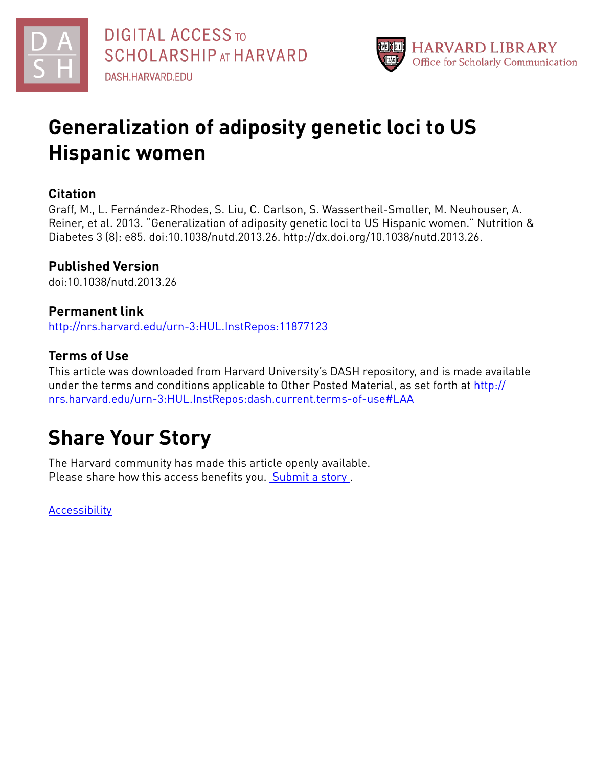# Generalization of adiposity genetic loci to US Hispanic women

## Citation

Graff, M., L. Fernández-Rhodes, S. Liu, C. Carlson, S. Wassertheil-Smoller, M. Neuhouser, A. Reiner, et al. 2013. "Generalization of adiposity genetic loci to US Hispanic women." Nutrition & Diabetes 3 (8): e85. doi:10.1038/nutd.2013.26. http://dx.doi.org/10.1038/nutd.2013.26.

## Published Version

doi:10.1038/nutd.2013.26

## Permanent link

http://nrs.harvard.edu/urn-3:HUL.InstRepos:11877123

## Terms of Use

This article was downloaded from Harvard University's DASH repository, and is made available under the terms and conditions applicable to Other Posted Material, as set forth at http://nrs.harvard.edu/urn-3:HUL.InstRepos:dash.current.terms-of-use#LAA

# Share Your Story

The Harvard community has made this article openly available.
Please share how this access benefits you. Submit a story .

Accessibility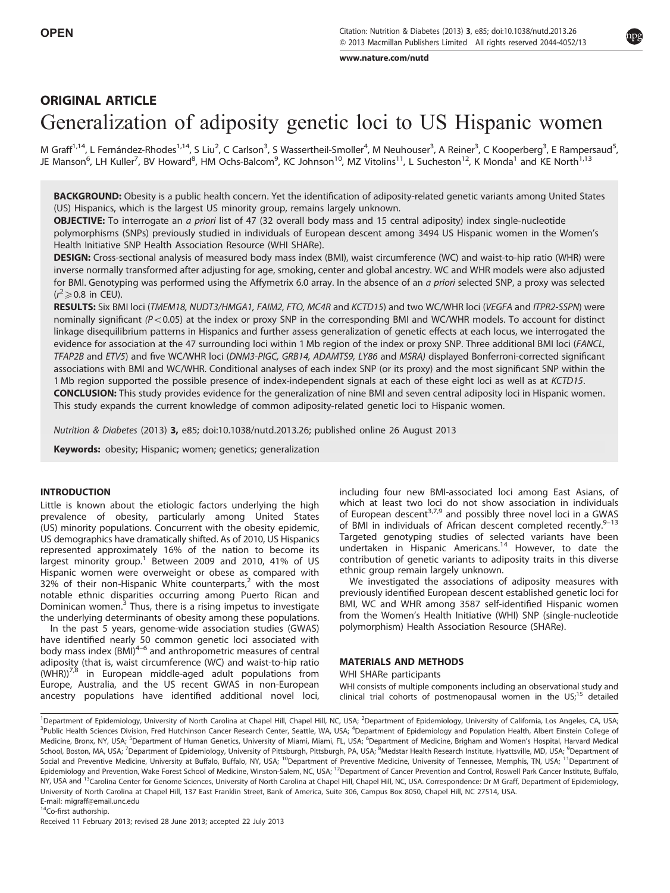OPEN

# ORIGINAL ARTICLE

# Generalization of adiposity genetic loci to US Hispanic women

M Graff[1,14], L Fernández-Rhodes[1,14], S Liu[2], C Carlson[3], S Wassertheil-Smoller[4], M Neuhouser[3], A Reiner[3], C Kooperberg[3], E Rampersaud[5], JE Manson[6], LH Kuller[7], BV Howard[8], HM Ochs-Balcom[9], KC Johnson[10], MZ Vitolins[11], L Sucheston[12], K Monda[1] and KE North[1,13]

**BACKGROUND:** Obesity is a public health concern. Yet the identification of adiposity-related genetic variants among United States (US) Hispanics, which is the largest US minority group, remains largely unknown.

**OBJECTIVE:** To interrogate an *a priori* list of 47 (32 overall body mass and 15 central adiposity) index single-nucleotide polymorphisms (SNPs) previously studied in individuals of European descent among 3494 US Hispanic women in the Women's Health Initiative SNP Health Association Resource (WHI SHARe).

**DESIGN:** Cross-sectional analysis of measured body mass index (BMI), waist circumference (WC) and waist-to-hip ratio (WHR) were inverse normally transformed after adjusting for age, smoking, center and global ancestry. WC and WHR models were also adjusted for BMI. Genotyping was performed using the Affymetrix 6.0 array. In the absence of an *a priori* selected SNP, a proxy was selected ($r^2 \geqslant 0.8$ in CEU).

**RESULTS:** Six BMI loci (*TMEM18, NUDT3/HMGA1, FAIM2, FTO, MC4R* and *KCTD15*) and two WC/WHR loci (*VEGFA* and *ITPR2-SSPN*) were nominally significant ($P < 0.05$) at the index or proxy SNP in the corresponding BMI and WC/WHR models. To account for distinct linkage disequilibrium patterns in Hispanics and further assess generalization of genetic effects at each locus, we interrogated the evidence for association at the 47 surrounding loci within 1 Mb region of the index or proxy SNP. Three additional BMI loci (*FANCL, TFAP2B* and *ETV5*) and five WC/WHR loci (*DNM3-PIGC, GRB14, ADAMTS9, LY86* and *MSRA)* displayed Bonferroni-corrected significant associations with BMI and WC/WHR. Conditional analyses of each index SNP (or its proxy) and the most significant SNP within the 1 Mb region supported the possible presence of index-independent signals at each of these eight loci as well as at *KCTD15*.

**CONCLUSION:** This study provides evidence for the generalization of nine BMI and seven central adiposity loci in Hispanic women. This study expands the current knowledge of common adiposity-related genetic loci to Hispanic women.

*Nutrition & Diabetes* (2013) **3,** e85; doi:10.1038/nutd.2013.26; published online 26 August 2013

**Keywords:** obesity; Hispanic; women; genetics; generalization

## INTRODUCTION

Little is known about the etiologic factors underlying the high prevalence of obesity, particularly among United States (US) minority populations. Concurrent with the obesity epidemic, US demographics have dramatically shifted. As of 2010, US Hispanics represented approximately 16% of the nation to become its largest minority group.[1] Between 2009 and 2010, 41% of US Hispanic women were overweight or obese as compared with 32% of their non-Hispanic White counterparts,[2] with the most notable ethnic disparities occurring among Puerto Rican and Dominican women.[3] Thus, there is a rising impetus to investigate the underlying determinants of obesity among these populations.

In the past 5 years, genome-wide association studies (GWAS) have identified nearly 50 common genetic loci associated with body mass index (BMI)[4–6] and anthropometric measures of central adiposity (that is, waist circumference (WC) and waist-to-hip ratio (WHR))[7,8] in European middle-aged adult populations from Europe, Australia, and the US recent GWAS in non-European ancestry populations have identified additional novel loci, including four new BMI-associated loci among East Asians, of which at least two loci do not show association in individuals of European descent[3,7,9] and possibly three novel loci in a GWAS of BMI in individuals of African descent completed recently.[9–13] Targeted genotyping studies of selected variants have been undertaken in Hispanic Americans.[14] However, to date the contribution of genetic variants to adiposity traits in this diverse ethnic group remain largely unknown.

We investigated the associations of adiposity measures with previously identified European descent established genetic loci for BMI, WC and WHR among 3587 self-identified Hispanic women from the Women's Health Initiative (WHI) SNP (single-nucleotide polymorphism) Health Association Resource (SHARe).

## MATERIALS AND METHODS

WHI SHARe participants

WHI consists of multiple components including an observational study and clinical trial cohorts of postmenopausal women in the US;[15] detailed

---

[1]Department of Epidemiology, University of North Carolina at Chapel Hill, Chapel Hill, NC, USA; [2]Department of Epidemiology, University of California, Los Angeles, CA, USA; [3]Public Health Sciences Division, Fred Hutchinson Cancer Research Center, Seattle, WA, USA; [4]Department of Epidemiology and Population Health, Albert Einstein College of Medicine, Bronx, NY, USA; [5]Department of Human Genetics, University of Miami, Miami, FL, USA; [6]Department of Medicine, Brigham and Women's Hospital, Harvard Medical School, Boston, MA, USA; [7]Department of Epidemiology, University of Pittsburgh, Pittsburgh, PA, USA; [8]Medstar Health Research Institute, Hyattsville, MD, USA; [9]Department of Social and Preventive Medicine, University at Buffalo, Buffalo, NY, USA; [10]Department of Preventive Medicine, University of Tennessee, Memphis, TN, USA; [11]Department of Epidemiology and Prevention, Wake Forest School of Medicine, Winston-Salem, NC, USA; [12]Department of Cancer Prevention and Control, Roswell Park Cancer Institute, Buffalo, NY, USA and [13]Carolina Center for Genome Sciences, University of North Carolina at Chapel Hill, Chapel Hill, NC, USA. Correspondence: Dr M Graff, Department of Epidemiology, University of North Carolina at Chapel Hill, 137 East Franklin Street, Bank of America, Suite 306, Campus Box 8050, Chapel Hill, NC 27514, USA.
E-mail: migraff@email.unc.edu

[14]Co-first authorship.

Received 11 February 2013; revised 28 June 2013; accepted 22 July 2013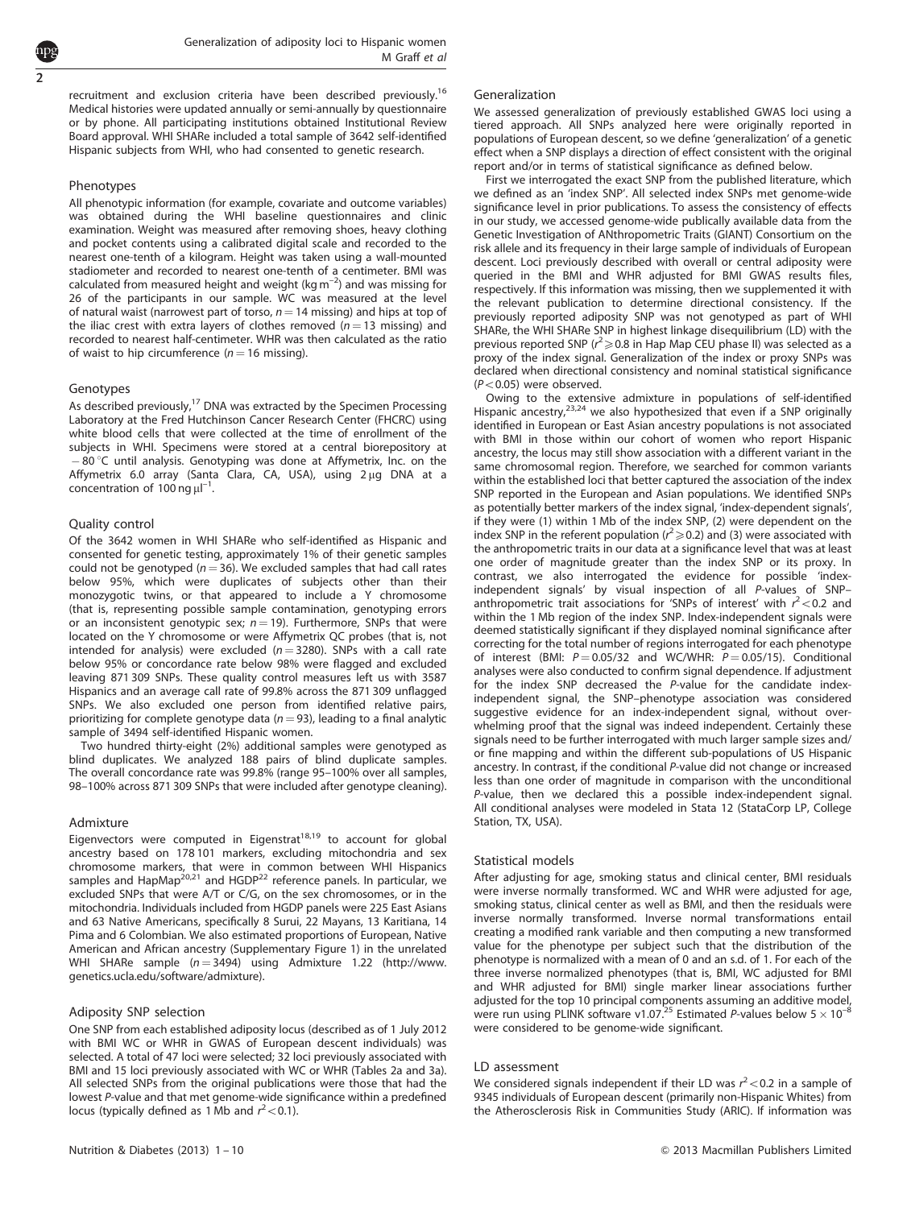recruitment and exclusion criteria have been described previously.[16] Medical histories were updated annually or semi-annually by questionnaire or by phone. All participating institutions obtained Institutional Review Board approval. WHI SHARe included a total sample of 3642 self-identified Hispanic subjects from WHI, who had consented to genetic research.

### Phenotypes

All phenotypic information (for example, covariate and outcome variables) was obtained during the WHI baseline questionnaires and clinic examination. Weight was measured after removing shoes, heavy clothing and pocket contents using a calibrated digital scale and recorded to the nearest one-tenth of a kilogram. Height was taken using a wall-mounted stadiometer and recorded to nearest one-tenth of a centimeter. BMI was calculated from measured height and weight (kg $m^{-2}$) and was missing for 26 of the participants in our sample. WC was measured at the level of natural waist (narrowest part of torso, $n = 14$ missing) and hips at top of the iliac crest with extra layers of clothes removed ($n = 13$ missing) and recorded to nearest half-centimeter. WHR was then calculated as the ratio of waist to hip circumference ($n = 16$ missing).

### Genotypes

As described previously,[17] DNA was extracted by the Specimen Processing Laboratory at the Fred Hutchinson Cancer Research Center (FHCRC) using white blood cells that were collected at the time of enrollment of the subjects in WHI. Specimens were stored at a central biorepository at −80 °C until analysis. Genotyping was done at Affymetrix, Inc. on the Affymetrix 6.0 array (Santa Clara, CA, USA), using 2 μg DNA at a concentration of 100 ng $\mu l^{-1}$.

### Quality control

Of the 3642 women in WHI SHARe who self-identified as Hispanic and consented for genetic testing, approximately 1% of their genetic samples could not be genotyped ($n = 36$). We excluded samples that had call rates below 95%, which were duplicates of subjects other than their monozygotic twins, or that appeared to include a Y chromosome (that is, representing possible sample contamination, genotyping errors or an inconsistent genotypic sex; $n = 19$). Furthermore, SNPs that were located on the Y chromosome or were Affymetrix QC probes (that is, not intended for analysis) were excluded ($n = 3280$). SNPs with a call rate below 95% or concordance rate below 98% were flagged and excluded leaving 871 309 SNPs. These quality control measures left us with 3587 Hispanics and an average call rate of 99.8% across the 871 309 unflagged SNPs. We also excluded one person from identified relative pairs, prioritizing for complete genotype data ($n = 93$), leading to a final analytic sample of 3494 self-identified Hispanic women.

Two hundred thirty-eight (2%) additional samples were genotyped as blind duplicates. We analyzed 188 pairs of blind duplicate samples. The overall concordance rate was 99.8% (range 95–100% over all samples, 98–100% across 871 309 SNPs that were included after genotype cleaning).

### Admixture

Eigenvectors were computed in Eigenstrat[18,19] to account for global ancestry based on 178 101 markers, excluding mitochondria and sex chromosome markers, that were in common between WHI Hispanics samples and HapMap[20,21] and HGDP[22] reference panels. In particular, we excluded SNPs that were A/T or C/G, on the sex chromosomes, or in the mitochondria. Individuals included from HGDP panels were 225 East Asians and 63 Native Americans, specifically 8 Surui, 22 Mayans, 13 Karitiana, 14 Pima and 6 Colombian. We also estimated proportions of European, Native American and African ancestry (Supplementary Figure 1) in the unrelated WHI SHARe sample ($n = 3494$) using Admixture 1.22 (http://www.genetics.ucla.edu/software/admixture).

### Adiposity SNP selection

One SNP from each established adiposity locus (described as of 1 July 2012 with BMI WC or WHR in GWAS of European descent individuals) was selected. A total of 47 loci were selected; 32 loci previously associated with BMI and 15 loci previously associated with WC or WHR (Tables 2a and 3a). All selected SNPs from the original publications were those that had the lowest P-value and that met genome-wide significance within a predefined locus (typically defined as 1 Mb and $r^2 < 0.1$).

### Generalization

We assessed generalization of previously established GWAS loci using a tiered approach. All SNPs analyzed here were originally reported in populations of European descent, so we define 'generalization' of a genetic effect when a SNP displays a direction of effect consistent with the original report and/or in terms of statistical significance as defined below.

First we interrogated the exact SNP from the published literature, which we defined as an 'index SNP'. All selected index SNPs met genome-wide significance level in prior publications. To assess the consistency of effects in our study, we accessed genome-wide publically available data from the Genetic Investigation of ANthropometric Traits (GIANT) Consortium on the risk allele and its frequency in their large sample of individuals of European descent. Loci previously described with overall or central adiposity were queried in the BMI and WHR adjusted for BMI GWAS results files, respectively. If this information was missing, then we supplemented it with the relevant publication to determine directional consistency. If the previously reported adiposity SNP was not genotyped as part of WHI SHARe, the WHI SHARe SNP in highest linkage disequilibrium (LD) with the previous reported SNP ($r^2 \geq 0.8$ in Hap Map CEU phase II) was selected as a proxy of the index signal. Generalization of the index or proxy SNPs was declared when directional consistency and nominal statistical significance ($P < 0.05$) were observed.

Owing to the extensive admixture in populations of self-identified Hispanic ancestry,[23,24] we also hypothesized that even if a SNP originally identified in European or East Asian ancestry populations is not associated with BMI in those within our cohort of women who report Hispanic ancestry, the locus may still show association with a different variant in the same chromosomal region. Therefore, we searched for common variants within the established loci that better captured the association of the index SNP reported in the European and Asian populations. We identified SNPs as potentially better markers of the index signal, 'index-dependent signals', if they were (1) within 1 Mb of the index SNP, (2) were dependent on the index SNP in the referent population ($r^2 \geq 0.2$) and (3) were associated with the anthropometric traits in our data at a significance level that was at least one order of magnitude greater than the index SNP or its proxy. In contrast, we also interrogated the evidence for possible 'index-independent signals' by visual inspection of all P-values of SNP–anthropometric trait associations for 'SNPs of interest' with $r^2 < 0.2$ and within the 1 Mb region of the index SNP. Index-independent signals were deemed statistically significant if they displayed nominal significance after correcting for the total number of regions interrogated for each phenotype of interest (BMI: $P = 0.05/32$ and WC/WHR: $P = 0.05/15$). Conditional analyses were also conducted to confirm signal dependence. If adjustment for the index SNP decreased the P-value for the candidate index-independent signal, the SNP–phenotype association was considered suggestive evidence for an index-independent signal, without overwhelming proof that the signal was indeed independent. Certainly these signals need to be further interrogated with much larger sample sizes and/or fine mapping and within the different sub-populations of US Hispanic ancestry. In contrast, if the conditional P-value did not change or increased less than one order of magnitude in comparison with the unconditional P-value, then we declared this a possible index-independent signal. All conditional analyses were modeled in Stata 12 (StataCorp LP, College Station, TX, USA).

### Statistical models

After adjusting for age, smoking status and clinical center, BMI residuals were inverse normally transformed. WC and WHR were adjusted for age, smoking status, clinical center as well as BMI, and then the residuals were inverse normally transformed. Inverse normal transformations entail creating a modified rank variable and then computing a new transformed value for the phenotype per subject such that the distribution of the phenotype is normalized with a mean of 0 and an s.d. of 1. For each of the three inverse normalized phenotypes (that is, BMI, WC adjusted for BMI and WHR adjusted for BMI) single marker linear associations further adjusted for the top 10 principal components assuming an additive model, were run using PLINK software v1.07.[25] Estimated P-values below $5 \times 10^{-8}$ were considered to be genome-wide significant.

### LD assessment

We considered signals independent if their LD was $r^2 < 0.2$ in a sample of 9345 individuals of European descent (primarily non-Hispanic Whites) from the Atherosclerosis Risk in Communities Study (ARIC). If information was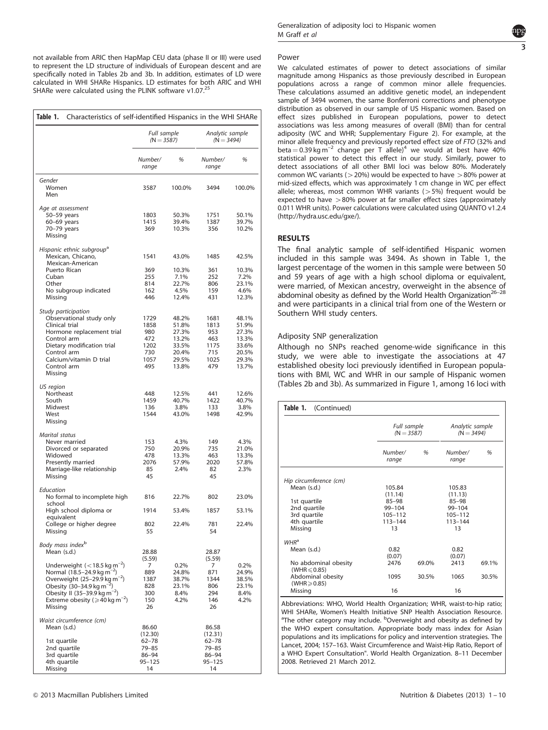not available from ARIC then HapMap CEU data (phase II or III) were used to represent the LD structure of individuals of European descent and are specifically noted in Tables 2b and 3b. In addition, estimates of LD were calculated in WHI SHARe Hispanics. LD estimates for both ARIC and WHI SHARe were calculated using the PLINK software v1.07.[25]

**Table 1.** Characteristics of self-identified Hispanics in the WHI SHARe

| | Full sample (N = 3587) | | Analytic sample (N = 3494) | |
|---|---|---|---|---|
| | Number/ range | % | Number/ range | % |
| *Gender* | | | | |
| Women | 3587 | 100.0% | 3494 | 100.0% |
| Men | | | | |
| *Age at assessment* | | | | |
| 50–59 years | 1803 | 50.3% | 1751 | 50.1% |
| 60–69 years | 1415 | 39.4% | 1387 | 39.7% |
| 70–79 years | 369 | 10.3% | 356 | 10.2% |
| Missing | | | | |
| *Hispanic ethnic subgroup*[a] | | | | |
| Mexican, Chicano, Mexican-American | 1541 | 43.0% | 1485 | 42.5% |
| Puerto Rican | 369 | 10.3% | 361 | 10.3% |
| Cuban | 255 | 7.1% | 252 | 7.2% |
| Other | 814 | 22.7% | 806 | 23.1% |
| No subgroup indicated | 162 | 4.5% | 159 | 4.6% |
| Missing | 446 | 12.4% | 431 | 12.3% |
| *Study participation* | | | | |
| Observational study only | 1729 | 48.2% | 1681 | 48.1% |
| Clinical trial | 1858 | 51.8% | 1813 | 51.9% |
| Hormone replacement trial | 980 | 27.3% | 953 | 27.3% |
| Control arm | 472 | 13.2% | 463 | 13.3% |
| Dietary modification trial | 1202 | 33.5% | 1175 | 33.6% |
| Control arm | 730 | 20.4% | 715 | 20.5% |
| Calcium/vitamin D trial | 1057 | 29.5% | 1025 | 29.3% |
| Control arm | 495 | 13.8% | 479 | 13.7% |
| Missing | | | | |
| *US region* | | | | |
| Northeast | 448 | 12.5% | 441 | 12.6% |
| South | 1459 | 40.7% | 1422 | 40.7% |
| Midwest | 136 | 3.8% | 133 | 3.8% |
| West | 1544 | 43.0% | 1498 | 42.9% |
| Missing | | | | |
| *Marital status* | | | | |
| Never married | 153 | 4.3% | 149 | 4.3% |
| Divorced or separated | 750 | 20.9% | 735 | 21.0% |
| Widowed | 478 | 13.3% | 463 | 13.3% |
| Presently married | 2076 | 57.9% | 2020 | 57.8% |
| Marriage-like relationship | 85 | 2.4% | 82 | 2.3% |
| Missing | 45 | | 45 | |
| *Education* | | | | |
| No formal to incomplete high school | 816 | 22.7% | 802 | 23.0% |
| High school diploma or equivalent | 1914 | 53.4% | 1857 | 53.1% |
| College or higher degree | 802 | 22.4% | 781 | 22.4% |
| Missing | 55 | | 54 | |
| *Body mass index*[b] | | | | |
| Mean (s.d.) | 28.88 (5.59) | | 28.87 (5.59) | |
| Underweight ($<18.5\,kg\,m^{-2}$) | 7 | 0.2% | 7 | 0.2% |
| Normal (18.5–24.9 $kg\,m^{-2}$) | 889 | 24.8% | 871 | 24.9% |
| Overweight (25–29.9 $kg\,m^{-2}$) | 1387 | 38.7% | 1344 | 38.5% |
| Obesity (30–34.9 $kg\,m^{-2}$) | 828 | 23.1% | 806 | 23.1% |
| Obesity II (35–39.9 $kg\,m^{-2}$) | 300 | 8.4% | 294 | 8.4% |
| Extreme obesity ($\geqslant 40\,kg\,m^{-2}$) | 150 | 4.2% | 146 | 4.2% |
| Missing | 26 | | 26 | |
| *Waist circumference (cm)* | | | | |
| Mean (s.d.) | 86.60 (12.30) | | 86.58 (12.31) | |
| 1st quartile | 62–78 | | 62–78 | |
| 2nd quartile | 79–85 | | 79–85 | |
| 3rd quartile | 86–94 | | 86–94 | |
| 4th quartile | 95–125 | | 95–125 | |
| Missing | 14 | | 14 | |
| *Hip circumference (cm)* | | | | |
| Mean (s.d.) | 105.84 (11.14) | | 105.83 (11.13) | |
| 1st quartile | 85–98 | | 85–98 | |
| 2nd quartile | 99–104 | | 99–104 | |
| 3rd quartile | 105–112 | | 105–112 | |
| 4th quartile | 113–144 | | 113–144 | |
| Missing | 13 | | 13 | |
| *WHR*[a] | | | | |
| Mean (s.d.) | 0.82 (0.07) | | 0.82 (0.07) | |
| No abdominal obesity (WHR $\leqslant$ 0.85) | 2476 | 69.0% | 2413 | 69.1% |
| Abdominal obesity (WHR $\geqslant$ 0.85) | 1095 | 30.5% | 1065 | 30.5% |
| Missing | 16 | | 16 | |

Abbreviations: WHO, World Health Organization; WHR, waist-to-hip ratio; WHI SHARe, Women's Health Initiative SNP Health Association Resource. [a]The other category may include. [b]Overweight and obesity as defined by the WHO expert consultation. Appropriate body mass index for Asian populations and its implications for policy and intervention strategies. The Lancet, 2004; 157–163. Waist Circumference and Waist-Hip Ratio, Report of a WHO Expert Consultation". World Health Organization. 8–11 December 2008. Retrieved 21 March 2012.

### Power

We calculated estimates of power to detect associations of similar magnitude among Hispanics as those previously described in European populations across a range of common minor allele frequencies. These calculations assumed an additive genetic model, an independent sample of 3494 women, the same Bonferroni corrections and phenotype distribution as observed in our sample of US Hispanic women. Based on effect sizes published in European populations, power to detect associations was less among measures of overall (BMI) than for central adiposity (WC and WHR; Supplementary Figure 2). For example, at the minor allele frequency and previously reported effect size of *FTO* (32% and beta = 0.39 $kg\,m^{-2}$ change per T allele)[4] we would at best have 40% statistical power to detect this effect in our study. Similarly, power to detect associations of all other BMI loci was below 80%. Moderately common WC variants (>20%) would be expected to have >80% power at mid-sized effects, which was approximately 1 cm change in WC per effect allele; whereas, most common WHR variants (>5%) frequent would be expected to have >80% power at far smaller effect sizes (approximately 0.011 WHR units). Power calculations were calculated using QUANTO v1.2.4 (http://hydra.usc.edu/gxe/).

## RESULTS

The final analytic sample of self-identified Hispanic women included in this sample was 3494. As shown in Table 1, the largest percentage of the women in this sample were between 50 and 59 years of age with a high school diploma or equivalent, were married, of Mexican ancestry, overweight in the absence of abdominal obesity as defined by the World Health Organization[26–28] and were participants in a clinical trial from one of the Western or Southern WHI study centers.

### Adiposity SNP generalization

Although no SNPs reached genome-wide significance in this study, we were able to investigate the associations at 47 established obesity loci previously identified in European populations with BMI, WC and WHR in our sample of Hispanic women (Tables 2b and 3b). As summarized in Figure 1, among 16 loci with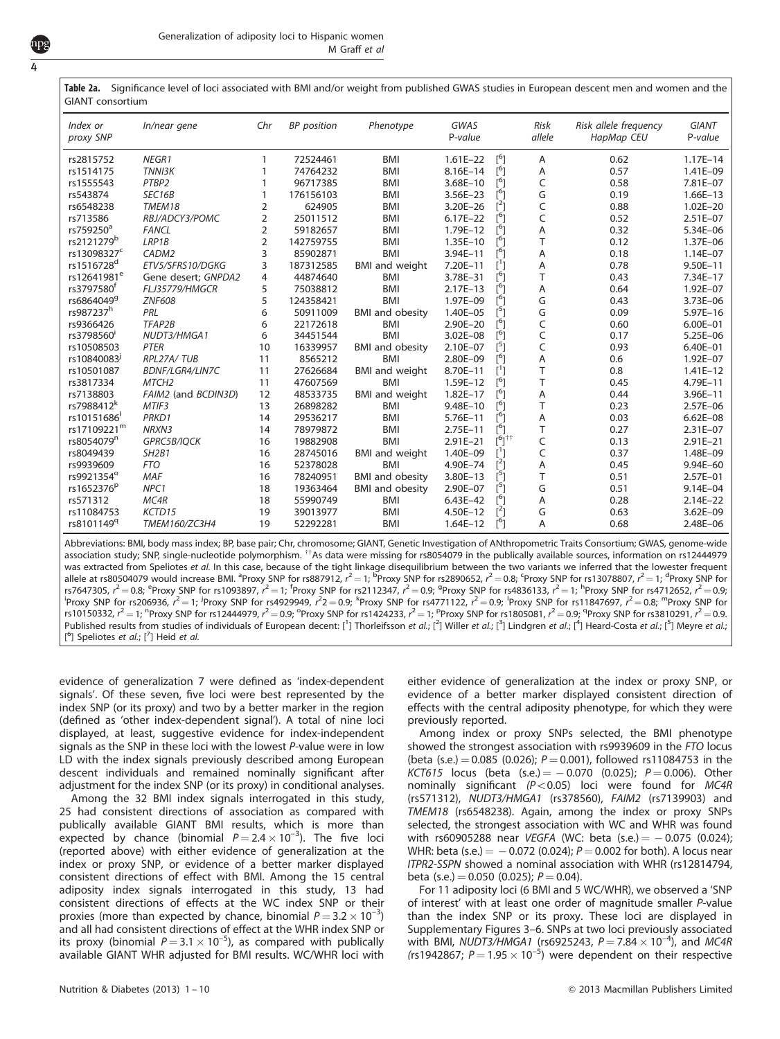**Table 2a.** Significance level of loci associated with BMI and/or weight from published GWAS studies in European descent men and women and the GIANT consortium

| Index or proxy SNP | In/near gene | Chr | BP position | Phenotype | GWAS P-value | | Risk allele | Risk allele frequency HapMap CEU | GIANT P-value |
|---|---|---|---|---|---|---|---|---|---|
| rs2815752 | NEGR1 | 1 | 72524461 | BMI | 1.61E−22 | [6] | A | 0.62 | 1.17E−14 |
| rs1514175 | TNNI3K | 1 | 74764232 | BMI | 8.16E−14 | [6] | A | 0.57 | 1.41E−09 |
| rs1555543 | PTBP2 | 1 | 96717385 | BMI | 3.68E−10 | [6] | C | 0.58 | 7.81E−07 |
| rs543874 | SEC16B | 1 | 176156103 | BMI | 3.56E−23 | [6] | G | 0.19 | 1.66E−13 |
| rs6548238 | TMEM18 | 2 | 624905 | BMI | 3.20E−26 | [2] | C | 0.88 | 1.02E−20 |
| rs713586 | RBJ/ADCY3/POMC | 2 | 25011512 | BMI | 6.17E−22 | [6] | C | 0.52 | 2.51E−07 |
| rs759250[a] | FANCL | 2 | 59182657 | BMI | 1.79E−12 | [6] | A | 0.32 | 5.34E−06 |
| rs2121279[b] | LRP1B | 2 | 142759755 | BMI | 1.35E−10 | [6] | T | 0.12 | 1.37E−06 |
| rs13098327[c] | CADM2 | 3 | 85902871 | BMI | 3.94E−11 | [6] | A | 0.18 | 1.14E−07 |
| rs1516728[d] | ETV5/SFRS10/DGKG | 3 | 187312585 | BMI and weight | 7.20E−11 | [1] | A | 0.78 | 9.50E−11 |
| rs12641981[e] | Gene desert; GNPDA2 | 4 | 44874640 | BMI | 3.78E−31 | [6] | T | 0.43 | 7.34E−17 |
| rs3797580[f] | FLJ35779/HMGCR | 5 | 75038812 | BMI | 2.17E−13 | [6] | A | 0.64 | 1.92E−07 |
| rs6864049[g] | ZNF608 | 5 | 124358421 | BMI | 1.97E−09 | [6] | G | 0.43 | 3.73E−06 |
| rs987237[h] | PRL | 6 | 50911009 | BMI and obesity | 1.40E−05 | [5] | G | 0.09 | 5.97E−16 |
| rs9366426 | TFAP2B | 6 | 22172618 | BMI | 2.90E−20 | [6] | C | 0.60 | 6.00E−01 |
| rs3798560[i] | NUDT3/HMGA1 | 6 | 34451544 | BMI | 3.02E−08 | [6] | C | 0.17 | 5.25E−06 |
| rs10508503 | PTER | 10 | 16339957 | BMI and obesity | 2.10E−07 | [5] | C | 0.93 | 6.40E−01 |
| rs10840083[j] | RPL27A/ TUB | 11 | 8565212 | BMI | 2.80E−09 | [6] | A | 0.6 | 1.92E−07 |
| rs10501087 | BDNF/LGR4/LIN7C | 11 | 27626684 | BMI and weight | 8.70E−11 | [1] | T | 0.8 | 1.41E−12 |
| rs3817334 | MTCH2 | 11 | 47607569 | BMI | 1.59E−12 | [6] | T | 0.45 | 4.79E−11 |
| rs7138803 | FAIM2 (and BCDIN3D) | 12 | 48533735 | BMI and weight | 1.82E−17 | [6] | A | 0.44 | 3.96E−11 |
| rs7988412[k] | MTIF3 | 13 | 26898282 | BMI | 9.48E−10 | [6] | T | 0.23 | 2.57E−06 |
| rs10151686[l] | PRKD1 | 14 | 29536217 | BMI | 5.76E−11 | [6] | A | 0.03 | 6.62E−08 |
| rs17109221[m] | NRXN3 | 14 | 78979872 | BMI | 2.75E−11 | [6] | T | 0.27 | 2.31E−07 |
| rs8054079[n] | GPRC5B/IQCK | 16 | 19882908 | BMI | 2.91E−21 | [6]†† | C | 0.13 | 2.91E−21 |
| rs8049439 | SH2B1 | 16 | 28745016 | BMI and weight | 1.40E−09 | [1] | C | 0.37 | 1.48E−09 |
| rs9939609 | FTO | 16 | 52378028 | BMI | 4.90E−74 | [2] | A | 0.45 | 9.94E−60 |
| rs9921354[o] | MAF | 16 | 78240951 | BMI and obesity | 3.80E−13 | [5] | T | 0.51 | 2.57E−01 |
| rs1652376[p] | NPC1 | 18 | 19363464 | BMI and obesity | 2.90E−07 | [5] | G | 0.51 | 9.14E−04 |
| rs571312 | MC4R | 18 | 55990749 | BMI | 6.43E−42 | [6] | A | 0.28 | 2.14E−22 |
| rs11084753 | KCTD15 | 19 | 39013977 | BMI | 4.50E−12 | [2] | G | 0.63 | 3.62E−09 |
| rs8101149[q] | TMEM160/ZC3H4 | 19 | 52292281 | BMI | 1.64E−12 | [6] | A | 0.68 | 2.48E−06 |

Abbreviations: BMI, body mass index; BP, base pair; Chr, chromosome; GIANT, Genetic Investigation of ANthropometric Traits Consortium; GWAS, genome-wide association study; SNP, single-nucleotide polymorphism. ††As data were missing for rs8054079 in the publically available sources, information on rs12444979 was extracted from Speliotes *et al.* In this case, because of the tight linkage disequilibrium between the two variants we inferred that the lowester frequent allele at rs80504079 would increase BMI. [a]Proxy SNP for rs887912, $r^2=1$; [b]Proxy SNP for rs2890652, $r^2=0.8$; [c]Proxy SNP for rs13078807, $r^2=1$; [d]Proxy SNP for rs7647305, $r^2=0.8$; [e]Proxy SNP for rs1093897, $r^2=1$; [f]Proxy SNP for rs2112347, $r^2=0.9$; [g]Proxy SNP for rs4836133, $r^2=1$; [h]Proxy SNP for rs4712652, $r^2=0.9$; [i]Proxy SNP for rs206936, $r^2=1$; [j]Proxy SNP for rs4929949, $r^2=0.9$; [k]Proxy SNP for rs4771122, $r^2=0.8$; [l]Proxy SNP for rs11847697, $r^2=0.8$; [m]Proxy SNP for rs10150332, $r^2=1$; [n]Proxy SNP for rs12444979, $r^2=0.9$; [o]Proxy SNP for rs1424233, $r^2=1$; [p]Proxy SNP for rs1805081, $r^2=0.9$; [q]Proxy SNP for rs3810291, $r^2=0.9$. Published results from studies of individuals of European decent: [1] Thorleifsson *et al.*; [2] Willer *et al.*; [3] Lindgren *et al.*; [4] Heard-Costa *et al.*; [5] Meyre *et al.*; [6] Speliotes *et al.*; [7] Heid *et al.*

evidence of generalization 7 were defined as 'index-dependent signals'. Of these seven, five loci were best represented by the index SNP (or its proxy) and two by a better marker in the region (defined as 'other index-dependent signal'). A total of nine loci displayed, at least, suggestive evidence for index-independent signals as the SNP in these loci with the lowest *P*-value were in low LD with the index signals previously described among European descent individuals and remained nominally significant after adjustment for the index SNP (or its proxy) in conditional analyses.

Among the 32 BMI index signals interrogated in this study, 25 had consistent directions of association as compared with publically available GIANT BMI results, which is more than expected by chance (binomial $P=2.4\times10^{-3}$). The five loci (reported above) with either evidence of generalization at the index or proxy SNP, or evidence of a better marker displayed consistent directions of effect with BMI. Among the 15 central adiposity index signals interrogated in this study, 13 had consistent directions of effects at the WC index SNP or their proxies (more than expected by chance, binomial $P=3.2\times10^{-3}$) and all had consistent directions of effect at the WHR index SNP or its proxy (binomial $P=3.1\times10^{-5}$), as compared with publically available GIANT WHR adjusted for BMI results. WC/WHR loci with either evidence of generalization at the index or proxy SNP, or evidence of a better marker displayed consistent direction of effects with the central adiposity phenotype, for which they were previously reported.

Among index or proxy SNPs selected, the BMI phenotype showed the strongest association with rs9939609 in the *FTO* locus (beta (s.e.) = 0.085 (0.026); $P=0.001$), followed rs11084753 in the *KCT615* locus (beta (s.e.) = −0.070 (0.025); $P=0.006$). Other nominally significant ($P<0.05$) loci were found for *MC4R* (rs571312), *NUDT3/HMGA1* (rs378560), *FAIM2* (rs7139903) and *TMEM18* (rs6548238). Again, among the index or proxy SNPs selected, the strongest association with WC and WHR was found with rs60905288 near *VEGFA* (WC: beta (s.e.) = −0.075 (0.024); WHR: beta (s.e.) = −0.072 (0.024); $P=0.002$ for both). A locus near *ITPR2-SSPN* showed a nominal association with WHR (rs12814794, beta (s.e.) = 0.050 (0.025); $P=0.04$).

For 11 adiposity loci (6 BMI and 5 WC/WHR), we observed a 'SNP of interest' with at least one order of magnitude smaller *P*-value than the index SNP or its proxy. These loci are displayed in Supplementary Figures 3–6. SNPs at two loci previously associated with BMI, *NUDT3/HMGA1* (rs6925243, $P=7.84\times10^{-4}$), and *MC4R* (rs1942867; $P=1.95\times10^{-5}$) were dependent on their respective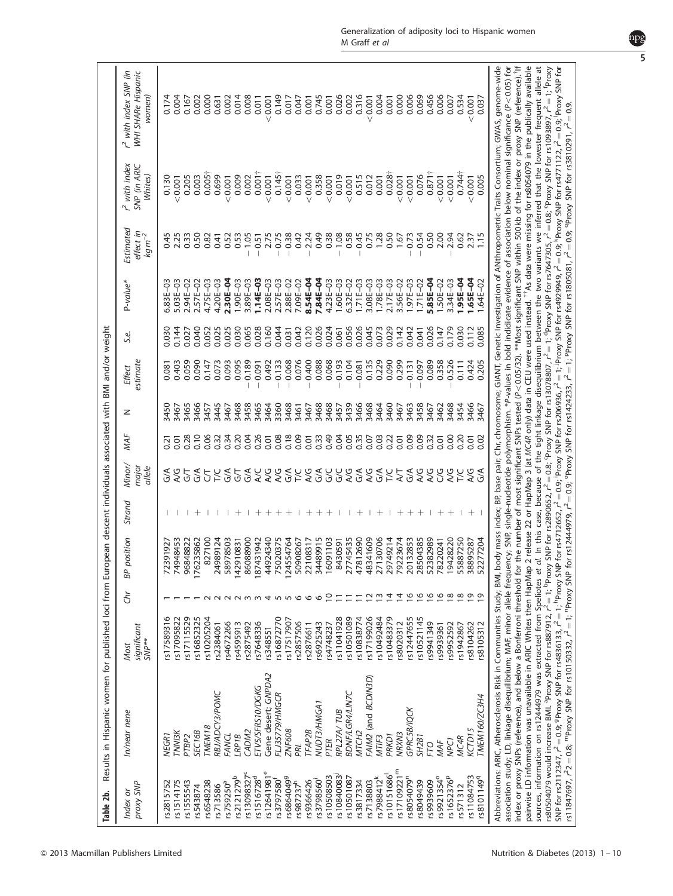**Table 2b.** Results in Hispanic women for published loci from European descent individuals associated with BMI and/or weight

| Index or proxy SNP | In/near nene | Most significant SNP** | Chr | BP position | Strand | Minor/major allele | MAF | N | Effect estimate | S.e. | P-value* | Estimated effect in kg m$^{-2}$ | $r^2$ with index SNP (in ARIC Whites) | $r^2$ with index SNP (in WHI SHARe Hispanic women) |
|---|---|---|---|---|---|---|---|---|---|---|---|---|---|---|
| rs2815752 | *NEGR1* | rs17589316 | 1 | 72391927 | − | G/A | 0.21 | 3450 | 0.081 | 0.030 | 6.83E−03 | 0.45 | 0.130 | 0.174 |
| rs1514175 | *TNNI3K* | rs17095822 | 1 | 74948453 | − | A/G | 0.01 | 3467 | 0.403 | 0.144 | 5.03E−03 | 2.25 | <0.001 | 0.004 |
| rs1555543 | *PTBP2* | rs17115529 | 1 | 96848822 | − | G/T | 0.28 | 3465 | 0.059 | 0.027 | 2.94E−02 | 0.33 | 0.205 | 0.167 |
| rs543874 | *SEC16B* | rs16852325 | 1 | 176235862 | + | G/A | 0.10 | 3466 | 0.090 | 0.040 | 2.57E−02 | 0.50 | 0.003 | 0.002 |
| rs6548238 | *TMEM18* | rs10205204 | 2 | 827100 | − | C/T | 0.06 | 3457 | 0.147 | 0.052 | 4.75E−03 | 0.82 | 0.005† | 0.000 |
| rs713586 | *RBJ/ADCY3/POMC* | rs2384061 | 2 | 24989124 | − | T/C | 0.32 | 3445 | 0.073 | 0.025 | 4.20E−03 | 0.41 | 0.699 | 0.631 |
| rs759250[a] | *FANCL* | rs4672266 | 2 | 58978503 | − | G/A | 0.34 | 3467 | 0.093 | 0.025 | **2.30E−04** | 0.52 | <0.001 | 0.002 |
| rs2121279[b] | *LRP1B* | rs4595913 | 2 | 142910831 | + | G/T | 0.20 | 3468 | 0.095 | 0.030 | 1.90E−03 | 0.53 | 0.009 | 0.014 |
| rs13098327[c] | *CADM2* | rs2875492 | 3 | 86088900 | − | G/A | 0.04 | 3458 | −0.189 | 0.065 | 3.89E−03 | −1.05 | 0.002 | 0.008 |
| rs1516728[d] | *ETV5/SFRS10/DGKG* | rs7648336 | 3 | 187431942 | + | A/C | 0.26 | 3465 | −0.091 | 0.028 | **1.14E−03** | −0.51 | 0.001† | 0.011 |
| rs12641981[e] | Gene desert; *GNPDA2* | rs348551 | 4 | 44924340 | + | A/G | 0.01 | 3464 | 0.492 | 0.160 | 2.08E−03 | 2.75 | <0.001 | <0.001 |
| rs3797580[f] | *FLJ35779/HMGCR* | rs16872770 | 5 | 75020375 | + | A/G | 0.08 | 3360 | −0.133 | 0.044 | 2.57E−03 | −0.75 | 0.145† | 0.149 |
| rs6864049[g] | *ZNF608* | rs17517907 | 5 | 124554764 | + | G/A | 0.18 | 3468 | −0.068 | 0.031 | 2.88E−02 | −0.38 | <0.001 | 0.017 |
| rs987237[h] | *PRL* | rs2857506 | 6 | 5090826 | − | T/C | 0.09 | 3461 | 0.076 | 0.042 | 7.09E−02 | 0.42 | 0.033 | 0.047 |
| rs9366426 | *TFAP2B* | rs2876611 | 6 | 22108317 | + | A/G | 0.01 | 3467 | −0.400 | 0.120 | **8.54E−04** | −2.24 | <0.001 | 0.001 |
| rs3798560[i] | *NUDT3/HMGA1* | rs6925243 | 6 | 34489915 | + | G/A | 0.33 | 3468 | 0.088 | 0.026 | **7.84E−04** | 0.49 | 0.358 | 0.745 |
| rs10508503 | *PTER* | rs4748237 | 10 | 16091103 | + | G/C | 0.49 | 3468 | 0.068 | 0.024 | 4.23E−03 | 0.38 | <0.001 | 0.001 |
| rs10840083[j] | *RPL27A/ TUB* | rs11041928 | 11 | 8430591 | − | G/C | 0.04 | 3457 | −0.193 | 0.061 | 1.60E−03 | −1.08 | 0.019 | 0.026 |
| rs10501087 | *BDNF/LGR4/LIN7C* | rs10501089 | 11 | 27745435 | − | A/G | 0.05 | 3439 | 0.104 | 0.056 | 6.32E−02 | 0.58 | <0.001 | 0.002 |
| rs3817334 | *MTCH2* | rs10838774 | 11 | 47812690 | + | G/A | 0.35 | 3466 | −0.081 | 0.026 | 1.71E−03 | −0.45 | 0.515 | 0.316 |
| rs7138803 | *FAIM2* (and *BCDIN3D*) | rs17199026 | 12 | 48341609 | − | A/G | 0.07 | 3468 | 0.135 | 0.045 | 3.08E−03 | 0.75 | 0.012 | <0.001 |
| rs7988412[k] | *MTIF3* | rs10492484 | 13 | 27130706 | + | G/A | 0.03 | 3464 | 0.229 | 0.073 | 1.78E−03 | 1.28 | 0.001 | 0.004 |
| rs10151686[l] | *PRKD1* | rs10483379 | 14 | 29749214 | − | G/A | 0.22 | 3460 | 0.090 | 0.029 | 2.17E−03 | 0.50 | 0.028† | 0.001 |
| rs17109221[m] | *NRXN3* | rs8020312 | 14 | 79223674 | + | T/C | 0.01 | 3467 | 0.299 | 0.142 | 3.56E−02 | 1.67 | <0.001 | 0.000 |
| rs8054079[n] | *GPRC5B/IQCK* | rs12447655 | 16 | 20132853 | + | A/T | 0.09 | 3463 | −0.131 | 0.042 | 1.97E−03 | −0.73 | <0.001 | 0.006 |
| rs8049439 | *SH2B1* | rs10521145 | 16 | 28504385 | + | G/A | 0.09 | 3458 | −0.097 | 0.041 | 1.71E−02 | −0.54 | 0.076 | 0.069 |
| rs9939609 | *FTO* | rs9941349 | 16 | 52382989 | − | A/G | 0.32 | 3467 | 0.089 | 0.026 | **5.85E−04** | 0.50 | 0.871† | 0.456 |
| rs9921354[o] | *MAF* | rs9939361 | 16 | 78220241 | + | A/G | 0.01 | 3462 | 0.358 | 0.147 | 1.50E−02 | 2.00 | <0.001 | 0.006 |
| rs1652376[p] | *NPC1* | rs9952592 | 18 | 19428220 | + | C/G | 0.00 | 3468 | −0.526 | 0.179 | 3.34E−03 | −2.94 | <0.001 | 0.007 |
| rs571312 | *MC4R* | rs1942867 | 18 | 55887250 | − | A/G | 0.20 | 3454 | 0.111 | 0.030 | **1.95E−04** | 0.62 | 0.744† | 0.534 |
| rs11084753 | *KCTD15* | rs8104262 | 19 | 38895287 | + | T/C | 0.01 | 3466 | 0.424 | 0.112 | **1.65E−04** | 2.37 | <0.001 | <0.001 |
| rs8101149[q] | *TMEM160/ZC3H4* | rs8105312 | 19 | 52277204 | − | A/G | 0.02 | 3467 | 0.205 | 0.085 | 1.64E−02 | 1.15 | 0.005 | 0.037 |

Abbreviations: ARIC, Atherosclerosis Risk in Communities Study; BMI, body mass index; BP, base pair; Chr, chromosome; GIANT, Genetic Investigation of ANthropometric Traits Consortium; GWAS, genome-wide association study; LD, linkage disequilibrium; MAF, minor allele frequency; SNP, single-nucleotide polymorphism. *P-values in bold indidicate evidence of association below nominal significance ($P<0.05$) for index or proxy SNPs (reference), and below a Bonferroni threshold for the number of most significant SNPs tested ($P<0.05/32$). **Most significant SNP within 500kb of the index or proxy SNP (reference). †If pairwise LD information was unavailable in ARIC Whites then HapMap 2 release 22 or HapMap 3 (at *MC4R* only) data in CEU were used instead. ††As data were missing for rs8054079 in the publically available sources, information on rs12444979 was extracted from Speliotes *et al*. In this case, because of the tight linkage disequilibrium between the two variants we inferred that the lowester frequent allele at rs8054079 would increase BMI. [a]Proxy SNP for rs887912, $r^2=1$; [b]Proxy SNP for rs2890652, $r^2=0.8$; [c]Proxy SNP for rs13078807, $r^2=1$; [d]Proxy SNP for rs7647305, $r^2=0.8$; [e]Proxy SNP for rs10938397, $r^2=1$; [f]Proxy SNP for rs2112347, $r^2=0.9$; [g]Proxy SNP for rs4836133, $r^2=1$; [h]Proxy SNP for rs4712652, $r^2=0.9$; [i]Proxy SNP for rs206936, $r^2=1$; [j]Proxy SNP for rs4929949, $r^2=0.9$; [k]Proxy SNP for rs4771122, $r^2=0.9$; [l]Proxy SNP for rs11847697, $r^2=0.8$; [m]Proxy SNP for rs10150332, $r^2=1$; [n]Proxy SNP for rs12444979, $r^2=0.9$; [o]Proxy SNP for rs1424233, $r^2=1$; [p]Proxy SNP for rs1805081, $r^2=0.9$; [q]Proxy SNP for rs3810291, $r^2=0.9$.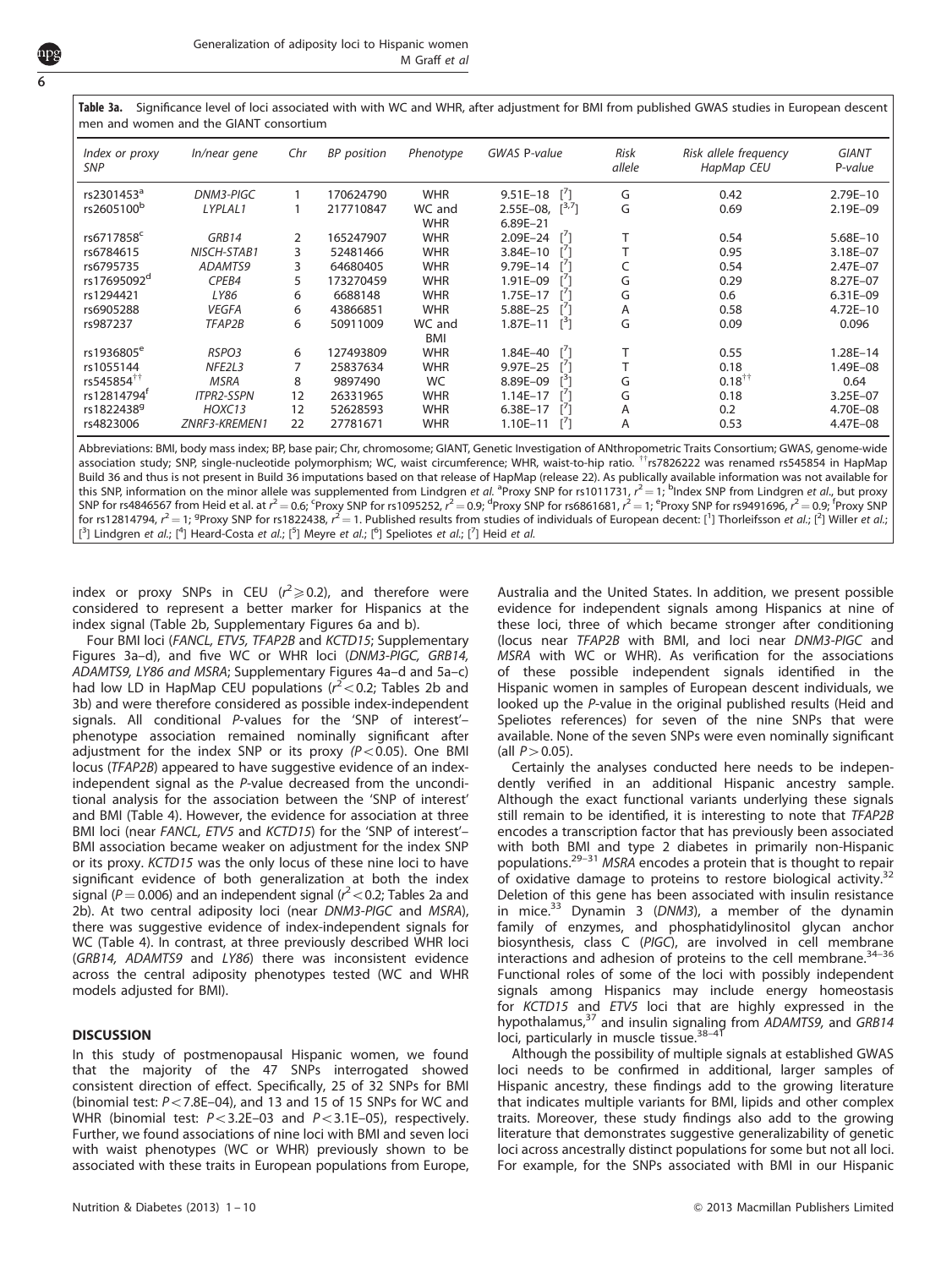**Table 3a.** Significance level of loci associated with with WC and WHR, after adjustment for BMI from published GWAS studies in European descent men and women and the GIANT consortium

| Index or proxy SNP | In/near gene | Chr | BP position | Phenotype | GWAS P-value | Risk allele | Risk allele frequency HapMap CEU | GIANT P-value |
|---|---|---|---|---|---|---|---|---|
| rs2301453[a] | DNM3-PIGC | 1 | 170624790 | WHR | 9.51E−18 [7] | G | 0.42 | 2.79E−10 |
| rs2605100[b] | LYPLAL1 | 1 | 217710847 | WC and WHR | 2.55E−08, 6.89E−21 [3,7] | G | 0.69 | 2.19E−09 |
| rs6717858[c] | GRB14 | 2 | 165247907 | WHR | 2.09E−24 [7] | T | 0.54 | 5.68E−10 |
| rs6784615 | NISCH-STAB1 | 3 | 52481466 | WHR | 3.84E−10 [7] | T | 0.95 | 3.18E−07 |
| rs6795735 | ADAMTS9 | 3 | 64680405 | WHR | 9.79E−14 [7] | C | 0.54 | 2.47E−07 |
| rs17695092[d] | CPEB4 | 5 | 173270459 | WHR | 1.91E−09 [7] | G | 0.29 | 8.27E−07 |
| rs1294421 | LY86 | 6 | 6688148 | WHR | 1.75E−17 [7] | G | 0.6 | 6.31E−09 |
| rs6905288 | VEGFA | 6 | 43866851 | WHR | 5.88E−25 [7] | A | 0.58 | 4.72E−10 |
| rs987237 | TFAP2B | 6 | 50911009 | WC and BMI | 1.87E−11 [3] | G | 0.09 | 0.096 |
| rs1936805[e] | RSPO3 | 6 | 127493809 | WHR | 1.84E−40 [7] | T | 0.55 | 1.28E−14 |
| rs1055144 | NFE2L3 | 7 | 25837634 | WHR | 9.97E−25 [7] | T | 0.18 | 1.49E−08 |
| rs545854[††] | MSRA | 8 | 9897490 | WC | 8.89E−09 [3] | G | 0.18[††] | 0.64 |
| rs12814794[f] | ITPR2-SSPN | 12 | 26331965 | WHR | 1.14E−17 [7] | G | 0.18 | 3.25E−07 |
| rs1822438[g] | HOXC13 | 12 | 52628593 | WHR | 6.38E−17 [7] | A | 0.2 | 4.70E−08 |
| rs4823006 | ZNRF3-KREMEN1 | 22 | 27781671 | WHR | 1.10E−11 [7] | A | 0.53 | 4.47E−08 |

Abbreviations: BMI, body mass index; BP, base pair; Chr, chromosome; GIANT, Genetic Investigation of ANthropometric Traits Consortium; GWAS, genome-wide association study; SNP, single-nucleotide polymorphism; WC, waist circumference; WHR, waist-to-hip ratio. [††]rs7826222 was renamed rs545854 in HapMap Build 36 and thus is not present in Build 36 imputations based on that release of HapMap (release 22). As publically available information was not available for this SNP, information on the minor allele was supplemented from Lindgren *et al.* [a]Proxy SNP for rs1011731, $r^2 = 1$; [b]Index SNP from Lindgren *et al.*, but proxy SNP for rs4846567 from Heid et al. at $r^2 = 0.6$; [c]Proxy SNP for rs1095252, $r^2 = 0.9$; [d]Proxy SNP for rs6861681, $r^2 = 1$; [e]Proxy SNP for rs9491696, $r^2 = 0.9$; [f]Proxy SNP for rs12814794, $r^2 = 1$; [g]Proxy SNP for rs1822438, $r^2 = 1$. Published results from studies of individuals of European decent: [1] Thorleifsson *et al.*; [2] Willer *et al.*; [3] Lindgren *et al.*; [4] Heard-Costa *et al.*; [5] Meyre *et al.*; [6] Speliotes *et al.*; [7] Heid *et al.*

index or proxy SNPs in CEU ($r^2 \geqslant 0.2$), and therefore were considered to represent a better marker for Hispanics at the index signal (Table 2b, Supplementary Figures 6a and b).

Four BMI loci (*FANCL*, *ETV5*, *TFAP2B* and *KCTD15*; Supplementary Figures 3a–d), and five WC or WHR loci (*DNM3-PIGC*, *GRB14*, *ADAMTS9*, *LY86* and *MSRA*; Supplementary Figures 4a–d and 5a–c) had low LD in HapMap CEU populations ($r^2 < 0.2$; Tables 2b and 3b) and were therefore considered as possible index-independent signals. All conditional *P*-values for the 'SNP of interest'–phenotype association remained nominally significant after adjustment for the index SNP or its proxy ($P < 0.05$). One BMI locus (*TFAP2B*) appeared to have suggestive evidence of an index-independent signal as the *P*-value decreased from the unconditional analysis for the association between the 'SNP of interest' and BMI (Table 4). However, the evidence for association at three BMI loci (near *FANCL*, *ETV5* and *KCTD15*) for the 'SNP of interest'–BMI association became weaker on adjustment for the index SNP or its proxy. *KCTD15* was the only locus of these nine loci to have significant evidence of both generalization at both the index signal ($P = 0.006$) and an independent signal ($r^2 < 0.2$; Tables 2a and 2b). At two central adiposity loci (near *DNM3-PIGC* and *MSRA*), there was suggestive evidence of index-independent signals for WC (Table 4). In contrast, at three previously described WHR loci (*GRB14, ADAMTS9* and *LY86*) there was inconsistent evidence across the central adiposity phenotypes tested (WC and WHR models adjusted for BMI).

## DISCUSSION

In this study of postmenopausal Hispanic women, we found that the majority of the 47 SNPs interrogated showed consistent direction of effect. Specifically, 25 of 32 SNPs for BMI (binomial test: $P < 7.8\text{E}{-}04$), and 13 and 15 of 15 SNPs for WC and WHR (binomial test: $P < 3.2\text{E}{-}03$ and $P < 3.1\text{E}{-}05$), respectively. Further, we found associations of nine loci with BMI and seven loci with waist phenotypes (WC or WHR) previously shown to be associated with these traits in European populations from Europe, Australia and the United States. In addition, we present possible evidence for independent signals among Hispanics at nine of these loci, three of which became stronger after conditioning (locus near *TFAP2B* with BMI, and loci near *DNM3-PIGC* and *MSRA* with WC or WHR). As verification for the associations of these possible independent signals identified in the Hispanic women in samples of European descent individuals, we looked up the *P*-value in the original published results (Heid and Speliotes references) for seven of the nine SNPs that were available. None of the seven SNPs were even nominally significant (all $P > 0.05$).

Certainly the analyses conducted here needs to be independently verified in an additional Hispanic ancestry sample. Although the exact functional variants underlying these signals still remain to be identified, it is interesting to note that *TFAP2B* encodes a transcription factor that has previously been associated with both BMI and type 2 diabetes in primarily non-Hispanic populations.[29–31] *MSRA* encodes a protein that is thought to repair of oxidative damage to proteins to restore biological activity.[32] Deletion of this gene has been associated with insulin resistance in mice.[33] Dynamin 3 (*DNM3*), a member of the dynamin family of enzymes, and phosphatidylinositol glycan anchor biosynthesis, class C (*PIGC*), are involved in cell membrane interactions and adhesion of proteins to the cell membrane.[34–36] Functional roles of some of the loci with possibly independent signals among Hispanics may include energy homeostasis for *KCTD15* and *ETV5* loci that are highly expressed in the hypothalamus,[37] and insulin signaling from *ADAMTS9,* and *GRB14* loci, particularly in muscle tissue.[38–41]

Although the possibility of multiple signals at established GWAS loci needs to be confirmed in additional, larger samples of Hispanic ancestry, these findings add to the growing literature that indicates multiple variants for BMI, lipids and other complex traits. Moreover, these study findings also add to the growing literature that demonstrates suggestive generalizability of genetic loci across ancestrally distinct populations for some but not all loci. For example, for the SNPs associated with BMI in our Hispanic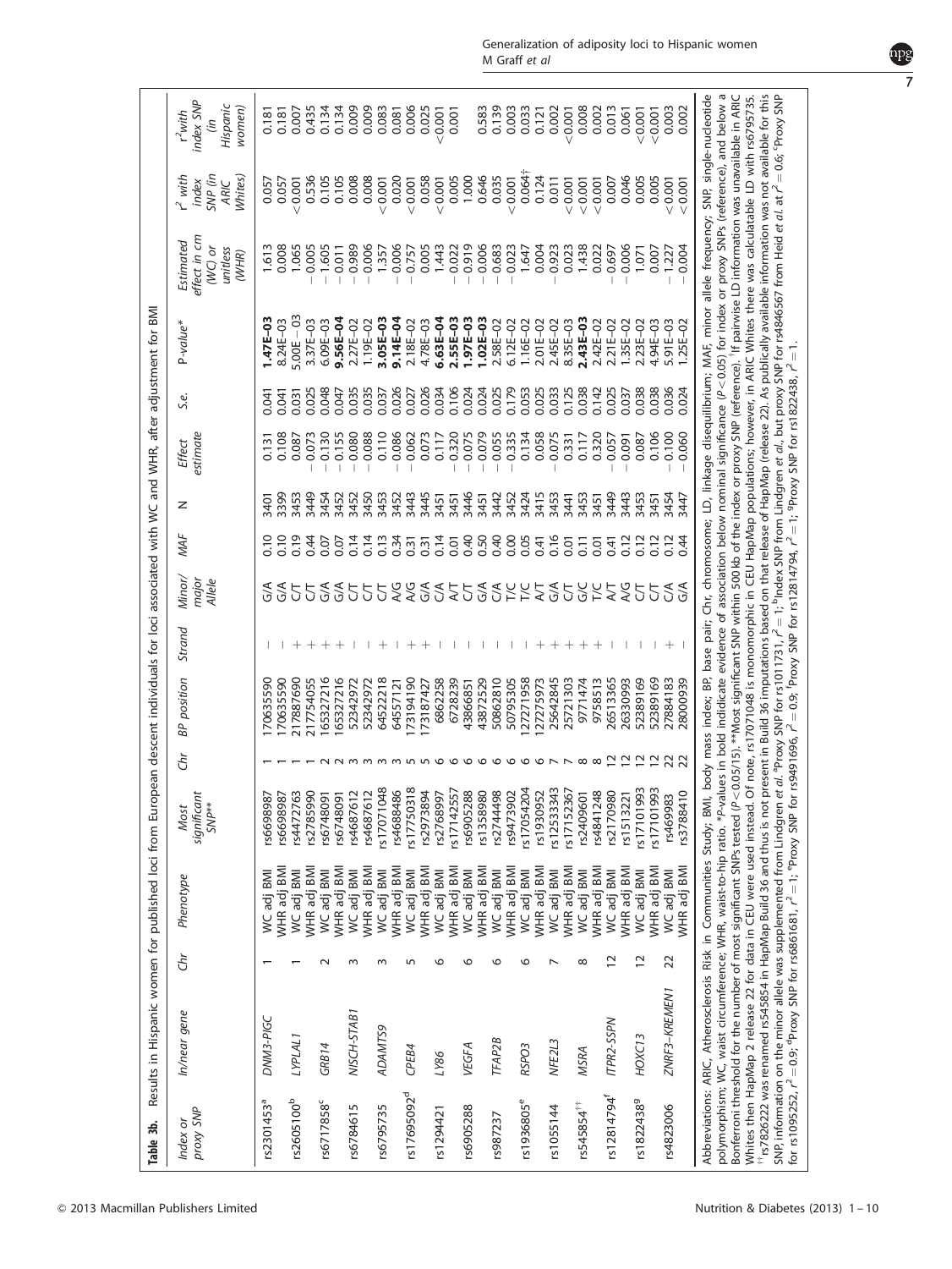**Table 3b.** Results in Hispanic women for published loci from European descent individuals for loci associated with WC and WHR, after adjustment for BMI

| Index or proxy SNP | In/near gene | Chr | Phenotype | Most significant SNP** | Chr | BP position | Strand | Minor/major Allele | MAF | N | Effect estimate | S.e. | P-value* | Estimated effect in cm (WC) or unitless (WHR) | $r^2$ with index SNP (in ARIC Whites) | $r^2$ with index SNP (in Hispanic women) |
|---|---|---|---|---|---|---|---|---|---|---|---|---|---|---|---|---|
| rs2301453[a] | DNM3-PIGC | 1 | WC adj BMI | rs6698987 | 1 | 170635590 | − | G/A | 0.10 | 3401 | 0.131 | 0.041 | **1.47E−03** | 1.613 | 0.057 | 0.181 |
| | | | WHR adj BMI | rs6698987 | 1 | 170635590 | − | G/A | 0.10 | 3399 | 0.108 | 0.041 | 8.24E−03 | 0.008 | 0.057 | 0.181 |
| rs2605100[b] | LYPLAL1 | 1 | WC adj BMI | rs4472763 | 1 | 217887690 | + | C/T | 0.19 | 3453 | 0.087 | 0.031 | 5.00E − 03 | 1.065 | < 0.001 | 0.007 |
| | | | WHR adj BMI | rs2785990 | 1 | 217754055 | + | C/T | 0.44 | 3449 | − 0.073 | 0.025 | 3.37E−03 | − 0.005 | 0.536 | 0.435 |
| rs6717858[c] | GRB14 | 2 | WC adj BMI | rs6748091 | 2 | 165327216 | + | G/A | 0.07 | 3454 | − 0.130 | 0.048 | 6.09E−03 | − 1.605 | 0.105 | 0.134 |
| | | | WHR adj BMI | rs6748091 | 2 | 165327216 | + | G/A | 0.07 | 3452 | − 0.155 | 0.047 | **9.56E−04** | − 0.011 | 0.105 | 0.134 |
| rs6784615 | NISCH-STAB1 | 3 | WC adj BMI | rs4687612 | 3 | 52342972 | − | C/T | 0.14 | 3452 | − 0.080 | 0.035 | 2.27E−02 | − 0.989 | 0.008 | 0.009 |
| | | | WHR adj BMI | rs4687612 | 3 | 52342972 | − | C/T | 0.14 | 3450 | − 0.088 | 0.035 | 1.19E−02 | − 0.006 | 0.008 | 0.009 |
| rs6795735 | ADAMTS9 | 3 | WC adj BMI | rs17071048 | 3 | 64522218 | + | C/T | 0.13 | 3453 | 0.110 | 0.037 | **3.05E−03** | 1.357 | < 0.001 | 0.083 |
| | | | WHR adj BMI | rs4688486 | 3 | 64557121 | − | A/G | 0.34 | 3452 | − 0.086 | 0.026 | **9.14E−04** | − 0.006 | 0.020 | 0.081 |
| rs17695092[d] | CPEB4 | 5 | WC adj BMI | rs17750318 | 5 | 173194190 | + | A/G | 0.31 | 3443 | − 0.062 | 0.027 | 2.18E−02 | − 0.757 | < 0.001 | 0.006 |
| | | | WHR adj BMI | rs2973894 | 5 | 173187427 | + | G/A | 0.31 | 3445 | 0.073 | 0.026 | 4.78E−03 | 0.005 | 0.058 | 0.025 |
| rs1294421 | LY86 | 6 | WC adj BMI | rs2768997 | 6 | 6862258 | − | C/A | 0.14 | 3451 | 0.117 | 0.034 | **6.63E−04** | 1.443 | < 0.001 | < 0.001 |
| | | | WHR adj BMI | rs17142557 | 6 | 6728239 | − | A/T | 0.01 | 3451 | − 0.320 | 0.106 | **2.55E−03** | − 0.022 | 0.005 | 0.001 |
| rs6905288 | VEGFA | 6 | WC adj BMI | rs6905288 | 6 | 43866851 | − | C/T | 0.40 | 3446 | − 0.075 | 0.024 | **1.97E−03** | − 0.919 | 1.000 | |
| | | | WHR adj BMI | rs1358980 | 6 | 43872529 | − | G/A | 0.50 | 3451 | − 0.079 | 0.024 | **1.02E−03** | − 0.006 | 0.646 | 0.583 |
| rs987237 | TFAP2B | 6 | WC adj BMI | rs2744498 | 6 | 50862810 | − | C/A | 0.40 | 3442 | − 0.055 | 0.025 | 2.58E−02 | − 0.683 | 0.035 | 0.139 |
| | | | WHR adj BMI | rs9473902 | 6 | 50795305 | − | T/C | 0.00 | 3452 | − 0.335 | 0.179 | 6.12E−02 | − 0.023 | < 0.001 | 0.003 |
| rs1936805[e] | RSPO3 | 6 | WC adj BMI | rs17054204 | 6 | 127271958 | − | T/C | 0.05 | 3424 | 0.134 | 0.053 | 1.16E−02 | 1.647 | 0.064† | 0.033 |
| | | | WHR adj BMI | rs1930952 | 6 | 127275973 | + | A/T | 0.41 | 3415 | 0.058 | 0.025 | 2.01E−02 | 0.004 | 0.124 | 0.121 |
| rs1055144 | NFE2L3 | 7 | WC adj BMI | rs12533343 | 7 | 25642845 | + | G/A | 0.16 | 3453 | − 0.075 | 0.033 | 2.45E−02 | − 0.923 | 0.011 | 0.002 |
| | | | WHR adj BMI | rs17152367 | 7 | 25721303 | + | C/T | 0.01 | 3441 | 0.331 | 0.125 | 8.35E−03 | 0.023 | < 0.001 | < 0.001 |
| rs545854[††] | MSRA | 8 | WC adj BMI | rs2409601 | 8 | 9771474 | + | G/C | 0.11 | 3453 | 0.117 | 0.038 | **2.43E−03** | 1.438 | < 0.001 | 0.008 |
| | | | WHR adj BMI | rs4841248 | 8 | 9758513 | + | T/C | 0.01 | 3451 | 0.320 | 0.142 | 2.42E−02 | 0.022 | < 0.001 | 0.002 |
| rs12814794[f] | ITPR2-SSPN | 12 | WC adj BMI | rs2170980 | 12 | 26513365 | − | A/T | 0.41 | 3449 | − 0.057 | 0.025 | 2.21E−02 | − 0.697 | 0.007 | 0.013 |
| | | | WHR adj BMI | rs1513221 | 12 | 26330993 | − | A/G | 0.12 | 3443 | − 0.091 | 0.037 | 1.35E−02 | − 0.006 | 0.046 | 0.061 |
| rs1822438[g] | HOXC13 | 12 | WC adj BMI | rs17101993 | 12 | 52389169 | − | C/T | 0.12 | 3453 | 0.087 | 0.038 | 2.23E−02 | 1.071 | 0.005 | < 0.001 |
| | | | WHR adj BMI | rs17101993 | 12 | 52389169 | − | C/T | 0.12 | 3451 | 0.106 | 0.038 | 4.94E−03 | 0.007 | 0.005 | < 0.001 |
| rs4823006 | ZNRF3-KREMEN1 | 22 | WC adj BMI | rs469983 | 22 | 27884183 | + | C/A | 0.12 | 3454 | − 0.100 | 0.036 | 5.91E−03 | − 1.227 | < 0.001 | 0.003 |
| | | | WHR adj BMI | rs3788410 | 22 | 28000939 | − | G/A | 0.44 | 3447 | − 0.060 | 0.024 | 1.25E−02 | − 0.004 | < 0.001 | 0.002 |

Abbreviations: ARIC, Atherosclerosis Risk in Communities Study; BMI, body mass index; BP, base pair; Chr, chromosome; LD, linkage disequilibrium; MAF, minor allele frequency; SNP, single-nucleotide polymorphism; WC, waist circumference; WHR, waist-to-hip ratio. *P-values in bold indicate evidence of association below nominal significance ($P<0.05$) for index or proxy SNPs (reference), and below a Bonferroni threshold for the number of most significant SNPs tested ($P<0.05/15$). **Most significant SNP within 500 kb of the index or proxy SNP (reference). †If pairwise LD information was unavailable in ARIC Whites then HapMap 2 release 22 for data in CEU were used instead. Of note, rs17071048 is monomorphic in CEU HapMap populations; however, in ARIC Whites there was calculatable LD with rs6795735. ††rs7826222 was renamed rs545854 in HapMap Build 36 and thus is not present in Build 36 imputations based on that release of HapMap (release 22). As publically available information was not available for this SNP, information on the minor allele was supplemented from Lindgren *et al.* [a]Proxy SNP for rs1011731, $r^2=1$; [b]Index SNP from Lindgren *et al.*, but proxy SNP for rs4846567 from Heid *et al.* at $r^2=0.6$; [c]Proxy SNP for rs10195252, $r^2=0.9$; [d]Proxy SNP for rs6861681, $r^2=1$; [e]Proxy SNP for rs9491696, $r^2=0.9$; [f]Proxy SNP for rs12812794, $r^2=1$; [g]Proxy SNP for rs1822438, $r^2=1$.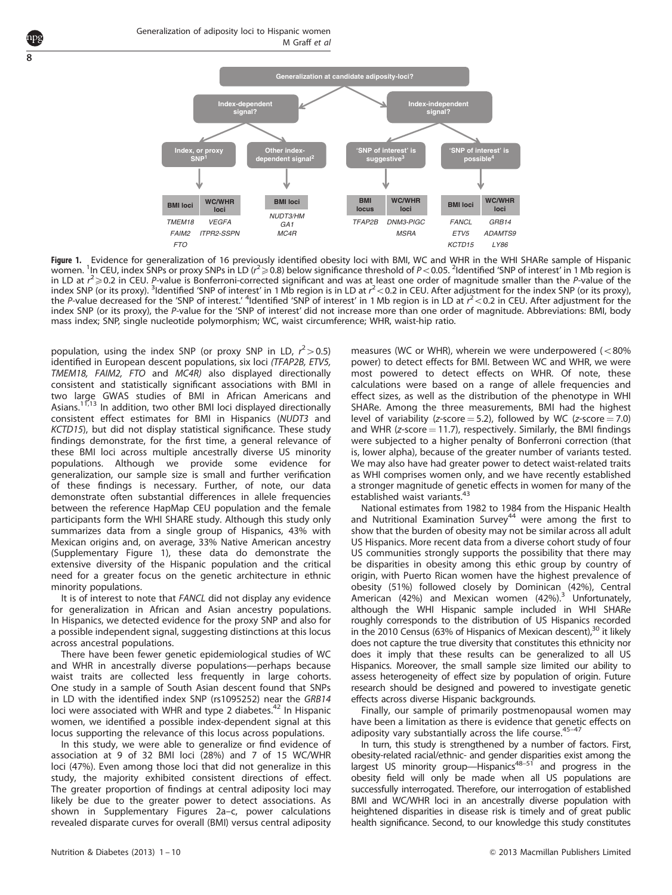**Generalization at candidate adiposity-loci?**

- **Index-dependent signal?**
  - **Index, or proxy SNP[1]**

    | BMI loci | WC/WHR loci |
    | --- | --- |
    | *TMEM18* | *VEGFA* |
    | *FAIM2* | *ITPR2-SSPN* |
    | *FTO* | |

  - **Other index-dependent signal[2]**

    | BMI loci |
    | --- |
    | *NUDT3/HMGA1* |
    | *MC4R* |

- **Index-independent signal?**
  - **'SNP of interest' is suggestive[3]**

    | BMI locus | WC/WHR loci |
    | --- | --- |
    | *TFAP2B* | *DNM3-PIGC* |
    | | *MSRA* |

  - **'SNP of interest' is possible[4]**

    | BMI loci | WC/WHR loci |
    | --- | --- |
    | *FANCL* | *GRB14* |
    | *ETV5* | *ADAMTS9* |
    | *KCTD15* | *LY86* |

**Figure 1.** Evidence for generalization of 16 previously identified obesity loci with BMI, WC and WHR in the WHI SHARe sample of Hispanic women. [1]In CEU, index SNPs or proxy SNPs in LD ($r^2 \geq 0.8$) below significance threshold of $P < 0.05$. [2]Identified 'SNP of interest' in 1 Mb region is in LD at $r^2 \geq 0.2$ in CEU. *P*-value is Bonferroni-corrected significant and was at least one order of magnitude smaller than the *P*-value of the index SNP (or its proxy). [3]Identified 'SNP of interest' in 1 Mb region is in LD at $r^2 < 0.2$ in CEU. After adjustment for the index SNP (or its proxy), the *P*-value decreased for the 'SNP of interest.' [4]Identified 'SNP of interest' in 1 Mb region is in LD at $r^2 < 0.2$ in CEU. After adjustment for the index SNP (or its proxy), the *P*-value for the 'SNP of interest' did not increase more than one order of magnitude. Abbreviations: BMI, body mass index; SNP, single nucleotide polymorphism; WC, waist circumference; WHR, waist-hip ratio.

population, using the index SNP (or proxy SNP in LD, $r^2 > 0.5$) identified in European descent populations, six loci (*TFAP2B, ETV5, TMEM18, FAIM2, FTO* and *MC4R*) also displayed directionally consistent and statistically significant associations with BMI in two large GWAS studies of BMI in African Americans and Asians.[11,13] In addition, two other BMI loci displayed directionally consistent effect estimates for BMI in Hispanics (*NUDT3* and *KCTD15*), but did not display statistical significance. These study findings demonstrate, for the first time, a general relevance of these BMI loci across multiple ancestrally diverse US minority populations. Although we provide some evidence for generalization, our sample size is small and further verification of these findings is necessary. Further, of note, our data demonstrate often substantial differences in allele frequencies between the reference HapMap CEU population and the female participants form the WHI SHARE study. Although this study only summarizes data from a single group of Hispanics, 43% with Mexican origins and, on average, 33% Native American ancestry (Supplementary Figure 1), these data do demonstrate the extensive diversity of the Hispanic population and the critical need for a greater focus on the genetic architecture in ethnic minority populations.

It is of interest to note that *FANCL* did not display any evidence for generalization in African and Asian ancestry populations. In Hispanics, we detected evidence for the proxy SNP and also for a possible independent signal, suggesting distinctions at this locus across ancestral populations.

There have been fewer genetic epidemiological studies of WC and WHR in ancestrally diverse populations—perhaps because waist traits are collected less frequently in large cohorts. One study in a sample of South Asian descent found that SNPs in LD with the identified index SNP (rs1095252) near the *GRB14* loci were associated with WHR and type 2 diabetes.[42] In Hispanic women, we identified a possible index-dependent signal at this locus supporting the relevance of this locus across populations.

In this study, we were able to generalize or find evidence of association at 9 of 32 BMI loci (28%) and 7 of 15 WC/WHR loci (47%). Even among those loci that did not generalize in this study, the majority exhibited consistent directions of effect. The greater proportion of findings at central adiposity loci may likely be due to the greater power to detect associations. As shown in Supplementary Figures 2a–c, power calculations revealed disparate curves for overall (BMI) versus central adiposity measures (WC or WHR), wherein we were underpowered (<80% power) to detect effects for BMI. Between WC and WHR, we were most powered to detect effects on WHR. Of note, these calculations were based on a range of allele frequencies and effect sizes, as well as the distribution of the phenotype in WHI SHARe. Among the three measurements, BMI had the highest level of variability (z-score = 5.2), followed by WC (z-score = 7.0) and WHR (z-score = 11.7), respectively. Similarly, the BMI findings were subjected to a higher penalty of Bonferroni correction (that is, lower alpha), because of the greater number of variants tested. We may also have had greater power to detect waist-related traits as WHI comprises women only, and we have recently established a stronger magnitude of genetic effects in women for many of the established waist variants.[43]

National estimates from 1982 to 1984 from the Hispanic Health and Nutritional Examination Survey[44] were among the first to show that the burden of obesity may not be similar across all adult US Hispanics. More recent data from a diverse cohort study of four US communities strongly supports the possibility that there may be disparities in obesity among this ethic group by country of origin, with Puerto Rican women have the highest prevalence of obesity (51%) followed closely by Dominican (42%), Central American (42%) and Mexican women (42%).[3] Unfortunately, although the WHI Hispanic sample included in WHI SHARe roughly corresponds to the distribution of US Hispanics recorded in the 2010 Census (63% of Hispanics of Mexican descent),[30] it likely does not capture the true diversity that constitutes this ethnicity nor does it imply that these results can be generalized to all US Hispanics. Moreover, the small sample size limited our ability to assess heterogeneity of effect size by population of origin. Future research should be designed and powered to investigate genetic effects across diverse Hispanic backgrounds.

Finally, our sample of primarily postmenopausal women may have been a limitation as there is evidence that genetic effects on adiposity vary substantially across the life course.[45–47]

In turn, this study is strengthened by a number of factors. First, obesity-related racial/ethnic- and gender disparities exist among the largest US minority group—Hispanics[48–51] and progress in the obesity field will only be made when all US populations are successfully interrogated. Therefore, our interrogation of established BMI and WC/WHR loci in an ancestrally diverse population with heightened disparities in disease risk is timely and of great public health significance. Second, to our knowledge this study constitutes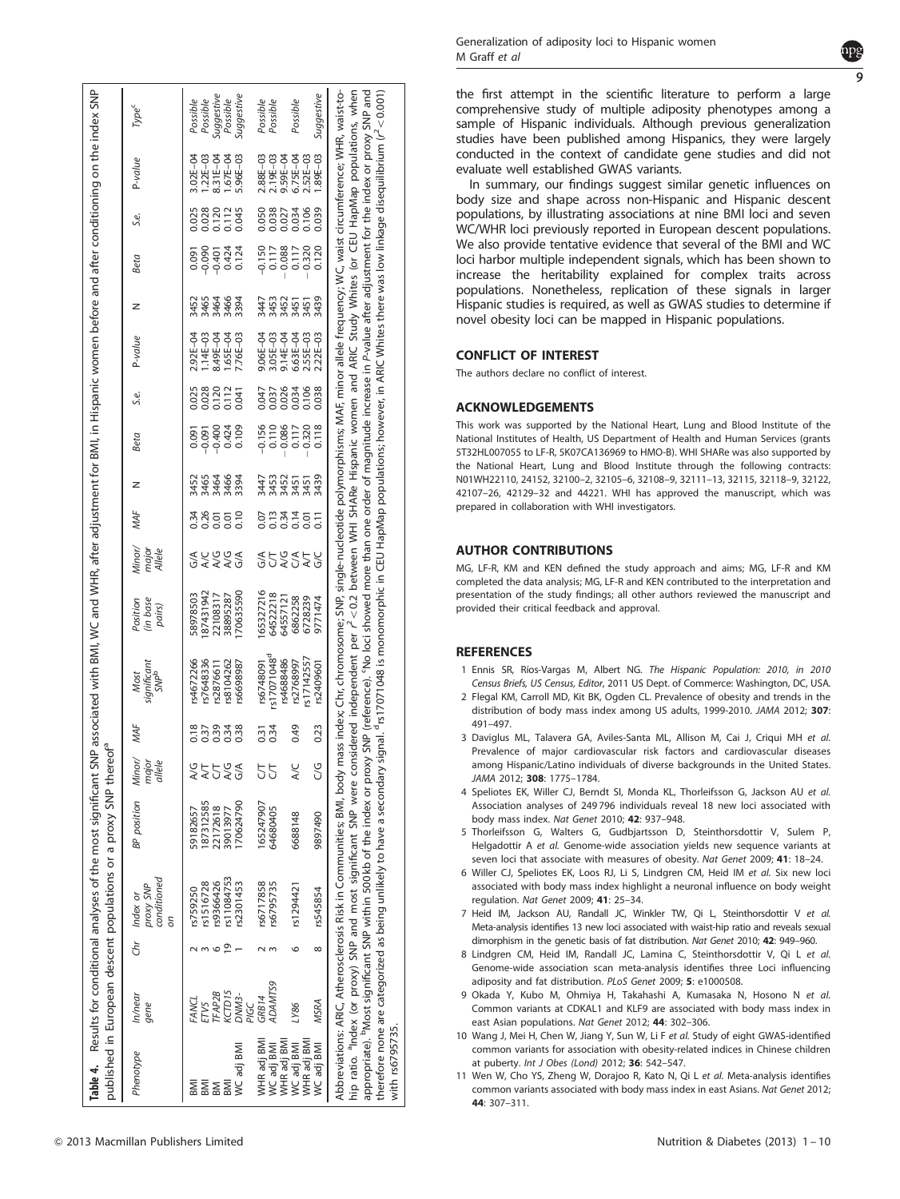**Table 4.** Results for conditional analyses of the most significant SNP associated with BMI, WC and WHR, after adjustment for BMI, in Hispanic women before and after conditioning on the index SNP published in European descent populations or a proxy SNP thereof[a]

| Phenotype | In/near gene | Chr | Index or proxy SNP conditioned on | BP position | Minor/major allele | MAF | Most significant SNP[b] | Position (in base pairs) | Minor/major Allele | MAF | N | Beta | S.e. | P-value | N | Beta | S.e. | P-value | Type[c] |
|---|---|---|---|---|---|---|---|---|---|---|---|---|---|---|---|---|---|---|---|
| BMI | FANCL | 2 | rs759250 | 59182657 | A/G | 0.18 | rs4672266 | 58978503 | G/A | 0.34 | 3452 | 0.091 | 0.025 | 2.92E−04 | 3452 | 0.091 | 0.025 | 3.02E−04 | Possible |
| BMI | ETV5 | 3 | rs1516728 | 187312585 | A/T | 0.37 | rs7648336 | 187431942 | A/C | 0.26 | 3465 | −0.091 | 0.028 | 1.14E−03 | 3465 | −0.090 | 0.028 | 1.22E−03 | Possible |
| BM | TFAP2B | 6 | rs9366426 | 22172618 | C/T | 0.39 | rs2876611 | 22108317 | A/G | 0.01 | 3464 | −0.400 | 0.120 | 8.49E−04 | 3464 | −0.401 | 0.120 | 8.31E−04 | Suggestive |
| BMI | KCTD15 | 19 | rs11084753 | 39013977 | A/G | 0.34 | rs8104262 | 38895287 | A/G | 0.01 | 3466 | 0.424 | 0.112 | 1.65E−04 | 3466 | 0.424 | 0.112 | 1.67E−04 | Possible |
| WC adj BMI | DNM3-PIGC | 1 | rs2301453 | 170624790 | G/A | 0.38 | rs5669898? | 170635590 | G/A | 0.10 | 3394 | 0.109 | 0.041 | 7.76E−03 | 3394 | 0.124 | 0.045 | 5.96E−03 | Suggestive |
| WHR adj BMI | GRB14 | 2 | rs6717858 | 165247907 | C/T | 0.31 | rs6748091 | 165327216 | G/A | 0.07 | 3447 | −0.156 | 0.047 | 9.06E−04 | 3447 | −0.150 | 0.050 | 2.88E−03 | Possible |
| WC adj BMI | ADAMTS9 | 3 | rs6795735 | 64680405 | C/T | 0.34 | rs17071048[d] | 64522218 | C/T | 0.13 | 3453 | 0.110 | 0.037 | 3.05E−03 | 3453 | 0.117 | 0.038 | 2.19E−03 | Possible |
| WHR adj BMI | | | | | | | rs4688486 | 64557121 | A/G | 0.34 | 3452 | −0.086 | 0.026 | 9.14E−04 | 3452 | −0.088 | 0.027 | 9.59E−04 | |
| WC adj BMI | LY86 | 6 | rs1294421 | 6688148 | A/C | 0.49 | rs2768997 | 6862258 | C/A | 0.14 | 3451 | 0.117 | 0.034 | 6.63E−04 | 3451 | 0.117 | 0.034 | 6.75E−04 | Possible |
| WHR adj BMI | | | | | | | rs17142557 | 6728239 | A/T | 0.01 | 3451 | −0.320 | 0.106 | 2.55E−03 | 3451 | −0.320 | 0.106 | 2.52E−03 | |
| WC adj BMI | MSRA | 8 | rs545854 | 9897490 | C/G | 0.23 | rs2409601 | 9771474 | G/C | 0.11 | 3439 | 0.118 | 0.038 | 2.22E−03 | 3439 | 0.120 | 0.039 | 1.89E−03 | Suggestive |

Abbreviations: ARIC, Atherosclerosis Risk in Communities; BMI, body mass index; Chr, chromosome; SNP, single-nucleotide polymorphisms; MAF, minor allele frequency; WC, waist circumference; WHR, waist-to-hip ratio. [a]Index (or proxy) SNP and most significant SNP were considered independent per $r^2 < 0.2$ between WHI SHARe Hispanic women and ARIC Study Whites (or CEU HapMap populations, when appropriate). [b]Most significant SNP within 500kb of the index or proxy SNP (reference). [c]No loci showed more than one order of magnitude increase in P-value after adjustment for the index or proxy SNP and therefore none are categorized as being unlikely to have a secondary signal. [d]rs17071048 is monomorphic in CEU HapMap populations; however, in ARIC Whites there was low linkage disequilibrium ($r^2 < 0.001$) with rs6795735.

the first attempt in the scientific literature to perform a large comprehensive study of multiple adiposity phenotypes among a sample of Hispanic individuals. Although previous generalization studies have been published among Hispanics, they were largely conducted in the context of candidate gene studies and did not evaluate well established GWAS variants.

In summary, our findings suggest similar genetic influences on body size and shape across non-Hispanic and Hispanic descent populations, by illustrating associations at nine BMI loci and seven WC/WHR loci previously reported in European descent populations. We also provide tentative evidence that several of the BMI and WC loci harbor multiple independent signals, which has been shown to increase the heritability explained for complex traits across populations. Nonetheless, replication of these signals in larger Hispanic studies is required, as well as GWAS studies to determine if novel obesity loci can be mapped in Hispanic populations.

## CONFLICT OF INTEREST

The authors declare no conflict of interest.

## ACKNOWLEDGEMENTS

This work was supported by the National Heart, Lung and Blood Institute of the National Institutes of Health, US Department of Health and Human Services (grants 5T32HL007055 to LF-R, 5K07CA136969 to HMO-B). WHI SHARe was also supported by the National Heart, Lung and Blood Institute through the following contracts: N01WH22110, 24152, 32100–2, 32105–6, 32108–9, 32111–13, 32115, 32118–9, 32122, 42107–26, 42129–32 and 44221. WHI has approved the manuscript, which was prepared in collaboration with WHI investigators.

## AUTHOR CONTRIBUTIONS

MG, LF-R, KM and KEN defined the study approach and aims; MG, LF-R and KM completed the data analysis; MG, LF-R and KEN contributed to the interpretation and presentation of the study findings; all other authors reviewed the manuscript and provided their critical feedback and approval.

## REFERENCES

1 Ennis SR, Ríos-Vargas M, Albert NG. *The Hispanic Population: 2010, in 2010 Census Briefs, US Census, Editor*, 2011 US Dept. of Commerce: Washington, DC, USA.
2 Flegal KM, Carroll MD, Kit BK, Ogden CL. Prevalence of obesity and trends in the distribution of body mass index among US adults, 1999-2010. *JAMA* 2012; **307**: 491–497.
3 Daviglus ML, Talavera GA, Aviles-Santa ML, Allison M, Cai J, Criqui MH *et al.* Prevalence of major cardiovascular risk factors and cardiovascular diseases among Hispanic/Latino individuals of diverse backgrounds in the United States. *JAMA* 2012; **308**: 1775–1784.
4 Speliotes EK, Willer CJ, Berndt SI, Monda KL, Thorleifsson G, Jackson AU *et al.* Association analyses of 249 796 individuals reveal 18 new loci associated with body mass index. *Nat Genet* 2010; **42**: 937–948.
5 Thorleifsson G, Walters G, Gudbjartsson D, Steinthorsdottir V, Sulem P, Helgadottir A *et al.* Genome-wide association yields new sequence variants at seven loci that associate with measures of obesity. *Nat Genet* 2009; **41**: 18–24.
6 Willer CJ, Speliotes EK, Loos RJ, Li S, Lindgren CM, Heid IM *et al.* Six new loci associated with body mass index highlight a neuronal influence on body weight regulation. *Nat Genet* 2009; **41**: 25–34.
7 Heid IM, Jackson AU, Randall JC, Winkler TW, Qi L, Steinthorsdottir V *et al.* Meta-analysis identifies 13 new loci associated with waist-hip ratio and reveals sexual dimorphism in the genetic basis of fat distribution. *Nat Genet* 2010; **42**: 949–960.
8 Lindgren CM, Heid IM, Randall JC, Lamina C, Steinthorsdottir V, Qi L *et al.* Genome-wide association scan meta-analysis identifies three Loci influencing adiposity and fat distribution. *PLoS Genet* 2009; **5**: e1000508.
9 Okada Y, Kubo M, Ohmiya H, Takahashi A, Kumasaka N, Hosono N *et al.* Common variants at CDKAL1 and KLF9 are associated with body mass index in east Asian populations. *Nat Genet* 2012; **44**: 302–306.
10 Wang J, Mei H, Chen W, Jiang Y, Sun W, Li F *et al.* Study of eight GWAS-identified common variants for association with obesity-related indices in Chinese children at puberty. *Int J Obes (Lond)* 2012; **36**: 542–547.
11 Wen W, Cho YS, Zheng W, Dorajoo R, Kato N, Qi L *et al.* Meta-analysis identifies common variants associated with body mass index in east Asians. *Nat Genet* 2012; **44**: 307–311.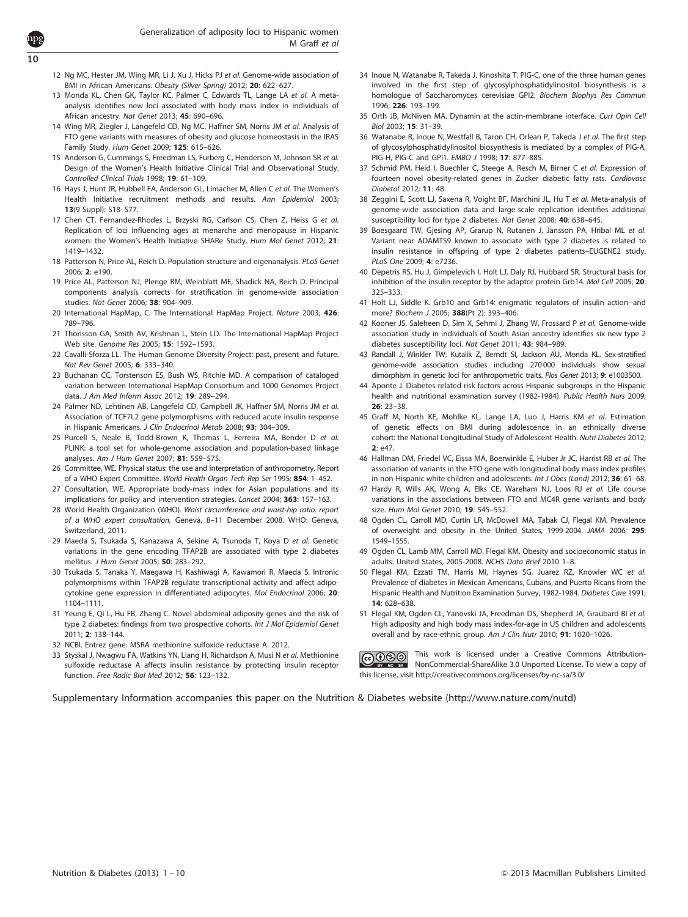12 Ng MC, Hester JM, Wing MR, Li J, Xu J, Hicks PJ *et al.* Genome-wide association of BMI in African Americans. *Obesity (Silver Spring)* 2012; **20**: 622–627.

13 Monda KL, Chen GK, Taylor KC, Palmer C, Edwards TL, Lange LA *et al.* A meta-analysis identifies new loci associated with body mass index in individuals of African ancestry. *Nat Genet* 2013; **45**: 690–696.

14 Wing MR, Ziegler J, Langefeld CD, Ng MC, Haffner SM, Norris JM *et al.* Analysis of FTO gene variants with measures of obesity and glucose homeostasis in the IRAS Family Study. *Hum Genet* 2009; **125**: 615–626.

15 Anderson G, Cummings S, Freedman LS, Furberg C, Henderson M, Johnson SR *et al.* Design of the Women's Health Initiative Clinical Trial and Observational Study. *Controlled Clinical Trials* 1998; **19**: 61–109.

16 Hays J, Hunt JR, Hubbell FA, Anderson GL, Limacher M, Allen C *et al.* The Women's Health Initiative recruitment methods and results. *Ann Epidemiol* 2003; **13**(9 Suppl): S18–S77.

17 Chen CT, Fernandez-Rhodes L, Brzyski RG, Carlson CS, Chen Z, Heiss G *et al.* Replication of loci influencing ages at menarche and menopause in Hispanic women: the Women's Health Initiative SHARe Study. *Hum Mol Genet* 2012; **21**: 1419–1432.

18 Patterson N, Price AL, Reich D. Population structure and eigenanalysis. *PLoS Genet* 2006; **2**: e190.

19 Price AL, Patterson NJ, Plenge RM, Weinblatt ME, Shadick NA, Reich D. Principal components analysis corrects for stratification in genome-wide association studies. *Nat Genet* 2006; **38**: 904–909.

20 International HapMap, C. The International HapMap Project. *Nature* 2003; **426**: 789–796.

21 Thorisson GA, Smith AV, Krishnan L, Stein LD. The International HapMap Project Web site. *Genome Res* 2005; **15**: 1592–1593.

22 Cavalli-Sforza LL. The Human Genome Diversity Project: past, present and future. *Nat Rev Genet* 2005; **6**: 333–340.

23 Buchanan CC, Torstenson ES, Bush WS, Ritchie MD. A comparison of cataloged variation between International HapMap Consortium and 1000 Genomes Project data. *J Am Med Inform Assoc* 2012; **19**: 289–294.

24 Palmer ND, Lehtinen AB, Langefeld CD, Campbell JK, Haffner SM, Norris JM *et al.* Association of TCF7L2 gene polymorphisms with reduced acute insulin response in Hispanic Americans. *J Clin Endocrinol Metab* 2008; **93**: 304–309.

25 Purcell S, Neale B, Todd-Brown K, Thomas L, Ferreira MA, Bender D *et al.* PLINK: a tool set for whole-genome association and population-based linkage analyses. *Am J Hum Genet* 2007; **81**: 559–575.

26 Committee, WE. Physical status: the use and interpretation of anthropometry. Report of a WHO Expert Committee. *World Health Organ Tech Rep Ser* 1995; **854**: 1–452.

27 Consultation, WE. Appropriate body-mass index for Asian populations and its implications for policy and intervention strategies. *Lancet* 2004; **363**: 157–163.

28 World Health Organization (WHO). *Waist circumference and waist-hip ratio: report of a WHO expert consultation,* Geneva, 8–11 December 2008. WHO: Geneva, Switzerland, 2011.

29 Maeda S, Tsukada S, Kanazawa A, Sekine A, Tsunoda T, Koya D *et al.* Genetic variations in the gene encoding TFAP2B are associated with type 2 diabetes mellitus. *J Hum Genet* 2005; **50**: 283–292.

30 Tsukada S, Tanaka Y, Maegawa H, Kashiwagi A, Kawamori R, Maeda S. Intronic polymorphisms within TFAP2B regulate transcriptional activity and affect adipocytokine gene expression in differentiated adipocytes. *Mol Endocrinol* 2006; **20**: 1104–1111.

31 Yeung E, Qi L, Hu FB, Zhang C. Novel abdominal adiposity genes and the risk of type 2 diabetes: findings from two prospective cohorts. *Int J Mol Epidemiol Genet* 2011; **2**: 138–144.

32 NCBI. Entrez gene: MSRA methionine sulfoxide reductase A. 2012.

33 Styskal J, Nwagwu FA, Watkins YN, Liang H, Richardson A, Musi N *et al.* Methionine sulfoxide reductase A affects insulin resistance by protecting insulin receptor function. *Free Radic Biol Med* 2012; **56**: 123–132.

34 Inoue N, Watanabe R, Takeda J, Kinoshita T. PIG-C, one of the three human genes involved in the first step of glycosylphosphatidylinositol biosynthesis is a homologue of Saccharomyces cerevisiae GPI2. *Biochem Biophys Res Commun* 1996; **226**: 193–199.

35 Orth JB, McNiven MA. Dynamin at the actin-membrane interface. *Curr Opin Cell Biol* 2003; **15**: 31–39.

36 Watanabe R, Inoue N, Westfall B, Taron CH, Orlean P, Takeda J *et al.* The first step of glycosylphosphatidylinositol biosynthesis is mediated by a complex of PIG-A, PIG-H, PIG-C and GPI1. *EMBO J* 1998; **17**: 877–885.

37 Schmid PM, Heid I, Buechler C, Steege A, Resch M, Birner C *et al.* Expression of fourteen novel obesity-related genes in Zucker diabetic fatty rats. *Cardiovasc Diabetol* 2012; **11**: 48.

38 Zeggini E, Scott LJ, Saxena R, Voight BF, Marchini JL, Hu T *et al.* Meta-analysis of genome-wide association data and large-scale replication identifies additional susceptibility loci for type 2 diabetes. *Nat Genet* 2008; **40**: 638–645.

39 Boesgaard TW, Gjesing AP, Grarup N, Rutanen J, Jansson PA, Hribal ML *et al.* Variant near ADAMTS9 known to associate with type 2 diabetes is related to insulin resistance in offspring of type 2 diabetes patients–EUGENE2 study. *PLoS One* 2009; **4**: e7236.

40 Depetris RS, Hu J, Gimpelevich I, Holt LJ, Daly RJ, Hubbard SR. Structural basis for inhibition of the insulin receptor by the adaptor protein Grb14. *Mol Cell* 2005; **20**: 325–333.

41 Holt LJ, Siddle K. Grb10 and Grb14: enigmatic regulators of insulin action--and more? *Biochem J* 2005; **388**(Pt 2): 393–406.

42 Kooner JS, Saleheen D, Sim X, Sehmi J, Zhang W, Frossard P *et al.* Genome-wide association study in individuals of South Asian ancestry identifies six new type 2 diabetes susceptibility loci. *Nat Genet* 2011; **43**: 984–989.

43 Randall J, Winkler TW, Kutalik Z, Berndt SI, Jackson AU, Monda KL. Sex-stratified genome-wide association studies including 270 000 individuals show sexual dimorphism in genetic loci for anthropometric traits. *Plos Genet* 2013; **9**: e1003500.

44 Aponte J. Diabetes-related risk factors across Hispanic subgroups in the Hispanic health and nutritional examination survey (1982-1984). *Public Health Nurs* 2009; **26**: 23–38.

45 Graff M, North KE, Mohlke KL, Lange LA, Luo J, Harris KM *et al.* Estimation of genetic effects on BMI during adolescence in an ethnically diverse cohort: the National Longitudinal Study of Adolescent Health. *Nutri Diabetes* 2012; **2**: e47.

46 Hallman DM, Friedel VC, Eissa MA, Boerwinkle E, Huber Jr JC, Harrist RB *et al.* The association of variants in the FTO gene with longitudinal body mass index profiles in non-Hispanic white children and adolescents. *Int J Obes (Lond)* 2012; **36**: 61–68.

47 Hardy R, Wills AK, Wong A, Elks CE, Wareham NJ, Loos RJ *et al.* Life course variations in the associations between FTO and MC4R gene variants and body size. *Hum Mol Genet* 2010; **19**: 545–552.

48 Ogden CL, Carroll MD, Curtin LR, McDowell MA, Tabak CJ, Flegal KM. Prevalence of overweight and obesity in the United States, 1999-2004. *JAMA* 2006; **295**: 1549–1555.

49 Ogden CL, Lamb MM, Carroll MD, Flegal KM. Obesity and socioeconomic status in adults: United States, 2005-2008. *NCHS Data Brief* 2010 1–8.

50 Flegal KM, Ezzati TM, Harris MI, Haynes SG, Juarez RZ, Knowler WC *et al.* Prevalence of diabetes in Mexican Americans, Cubans, and Puerto Ricans from the Hispanic Health and Nutrition Examination Survey, 1982-1984. *Diabetes Care* 1991; **14**: 628–638.

51 Flegal KM, Ogden CL, Yanovski JA, Freedman DS, Shepherd JA, Graubard BI *et al.* High adiposity and high body mass index-for-age in US children and adolescents overall and by race-ethnic group. *Am J Clin Nutr* 2010; **91**: 1020–1026.

This work is licensed under a Creative Commons Attribution-NonCommercial-ShareAlike 3.0 Unported License. To view a copy of this license, visit http://creativecommons.org/licenses/by-nc-sa/3.0/

Supplementary Information accompanies this paper on the Nutrition & Diabetes website (http://www.nature.com/nutd)